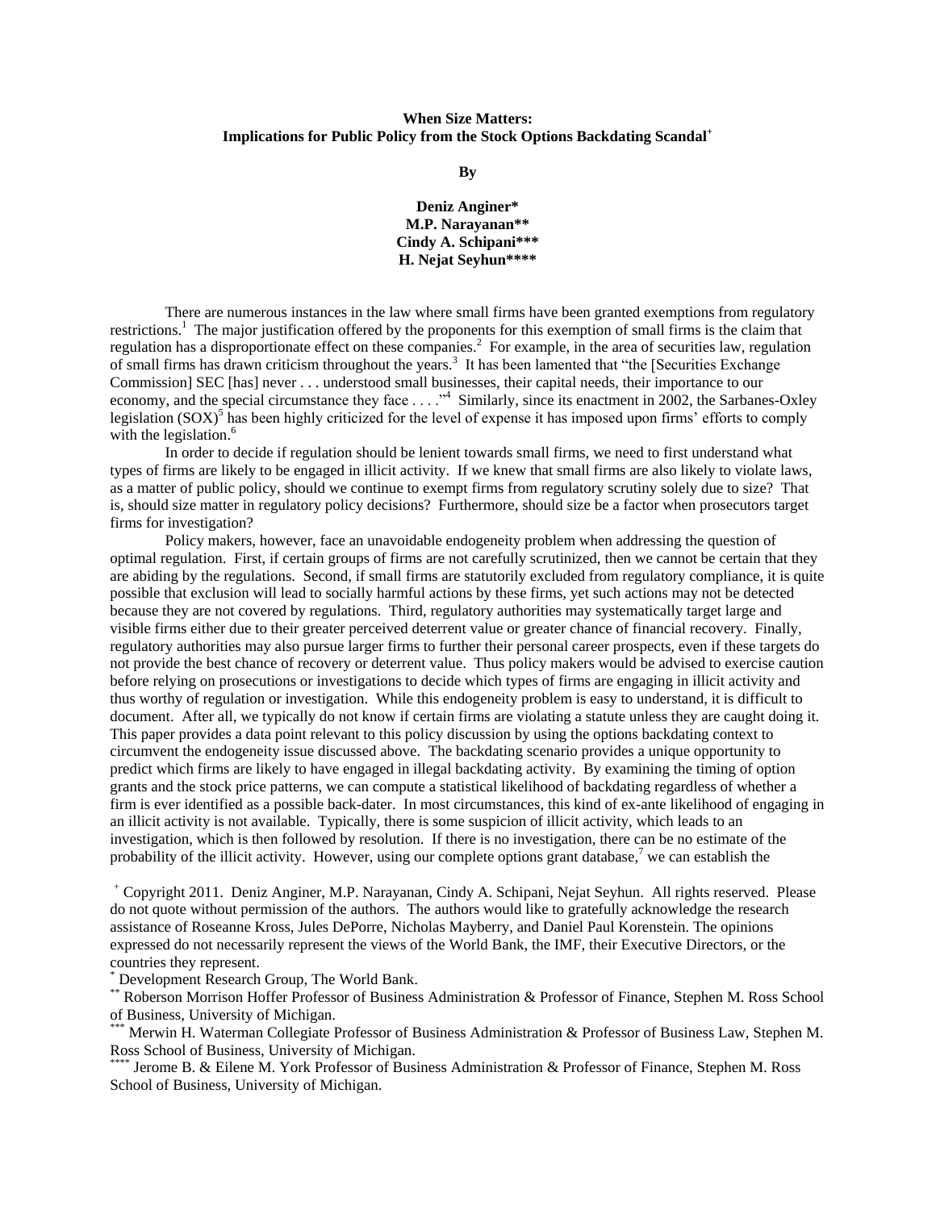**When Size Matters:**
**Implications for Public Policy from the Stock Options Backdating Scandal**[+]

**By**

**Deniz Anginer***
**M.P. Narayanan****
**Cindy A. Schipani*****
**H. Nejat Seyhun******

There are numerous instances in the law where small firms have been granted exemptions from regulatory restrictions.[1] The major justification offered by the proponents for this exemption of small firms is the claim that regulation has a disproportionate effect on these companies.[2] For example, in the area of securities law, regulation of small firms has drawn criticism throughout the years.[3] It has been lamented that "the [Securities Exchange Commission] SEC [has] never . . . understood small businesses, their capital needs, their importance to our economy, and the special circumstance they face . . . ."[4] Similarly, since its enactment in 2002, the Sarbanes-Oxley legislation (SOX)[5] has been highly criticized for the level of expense it has imposed upon firms' efforts to comply with the legislation.[6]

In order to decide if regulation should be lenient towards small firms, we need to first understand what types of firms are likely to be engaged in illicit activity. If we knew that small firms are also likely to violate laws, as a matter of public policy, should we continue to exempt firms from regulatory scrutiny solely due to size? That is, should size matter in regulatory policy decisions? Furthermore, should size be a factor when prosecutors target firms for investigation?

Policy makers, however, face an unavoidable endogeneity problem when addressing the question of optimal regulation. First, if certain groups of firms are not carefully scrutinized, then we cannot be certain that they are abiding by the regulations. Second, if small firms are statutorily excluded from regulatory compliance, it is quite possible that exclusion will lead to socially harmful actions by these firms, yet such actions may not be detected because they are not covered by regulations. Third, regulatory authorities may systematically target large and visible firms either due to their greater perceived deterrent value or greater chance of financial recovery. Finally, regulatory authorities may also pursue larger firms to further their personal career prospects, even if these targets do not provide the best chance of recovery or deterrent value. Thus policy makers would be advised to exercise caution before relying on prosecutions or investigations to decide which types of firms are engaging in illicit activity and thus worthy of regulation or investigation. While this endogeneity problem is easy to understand, it is difficult to document. After all, we typically do not know if certain firms are violating a statute unless they are caught doing it. This paper provides a data point relevant to this policy discussion by using the options backdating context to circumvent the endogeneity issue discussed above. The backdating scenario provides a unique opportunity to predict which firms are likely to have engaged in illegal backdating activity. By examining the timing of option grants and the stock price patterns, we can compute a statistical likelihood of backdating regardless of whether a firm is ever identified as a possible back-dater. In most circumstances, this kind of ex-ante likelihood of engaging in an illicit activity is not available. Typically, there is some suspicion of illicit activity, which leads to an investigation, which is then followed by resolution. If there is no investigation, there can be no estimate of the probability of the illicit activity. However, using our complete options grant database,[7] we can establish the

[+] Copyright 2011. Deniz Anginer, M.P. Narayanan, Cindy A. Schipani, Nejat Seyhun. All rights reserved. Please do not quote without permission of the authors. The authors would like to gratefully acknowledge the research assistance of Roseanne Kross, Jules DePorre, Nicholas Mayberry, and Daniel Paul Korenstein. The opinions expressed do not necessarily represent the views of the World Bank, the IMF, their Executive Directors, or the countries they represent.

[*] Development Research Group, The World Bank.

[**] Roberson Morrison Hoffer Professor of Business Administration & Professor of Finance, Stephen M. Ross School of Business, University of Michigan.

[***] Merwin H. Waterman Collegiate Professor of Business Administration & Professor of Business Law, Stephen M. Ross School of Business, University of Michigan.

[****] Jerome B. & Eilene M. York Professor of Business Administration & Professor of Finance, Stephen M. Ross School of Business, University of Michigan.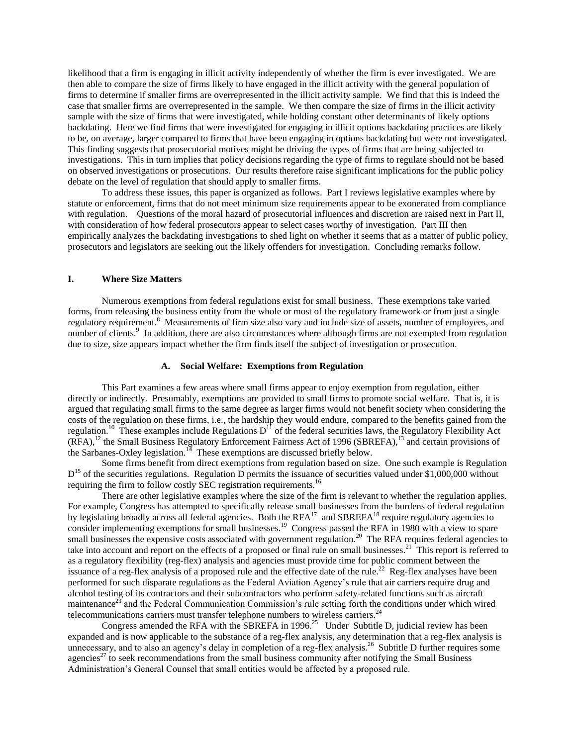likelihood that a firm is engaging in illicit activity independently of whether the firm is ever investigated. We are then able to compare the size of firms likely to have engaged in the illicit activity with the general population of firms to determine if smaller firms are overrepresented in the illicit activity sample. We find that this is indeed the case that smaller firms are overrepresented in the sample. We then compare the size of firms in the illicit activity sample with the size of firms that were investigated, while holding constant other determinants of likely options backdating. Here we find firms that were investigated for engaging in illicit options backdating practices are likely to be, on average, larger compared to firms that have been engaging in options backdating but were not investigated. This finding suggests that prosecutorial motives might be driving the types of firms that are being subjected to investigations. This in turn implies that policy decisions regarding the type of firms to regulate should not be based on observed investigations or prosecutions. Our results therefore raise significant implications for the public policy debate on the level of regulation that should apply to smaller firms.

To address these issues, this paper is organized as follows. Part I reviews legislative examples where by statute or enforcement, firms that do not meet minimum size requirements appear to be exonerated from compliance with regulation. Questions of the moral hazard of prosecutorial influences and discretion are raised next in Part II, with consideration of how federal prosecutors appear to select cases worthy of investigation. Part III then empirically analyzes the backdating investigations to shed light on whether it seems that as a matter of public policy, prosecutors and legislators are seeking out the likely offenders for investigation. Concluding remarks follow.

## I. Where Size Matters

Numerous exemptions from federal regulations exist for small business. These exemptions take varied forms, from releasing the business entity from the whole or most of the regulatory framework or from just a single regulatory requirement.[8] Measurements of firm size also vary and include size of assets, number of employees, and number of clients.[9] In addition, there are also circumstances where although firms are not exempted from regulation due to size, size appears impact whether the firm finds itself the subject of investigation or prosecution.

### A. Social Welfare: Exemptions from Regulation

This Part examines a few areas where small firms appear to enjoy exemption from regulation, either directly or indirectly. Presumably, exemptions are provided to small firms to promote social welfare. That is, it is argued that regulating small firms to the same degree as larger firms would not benefit society when considering the costs of the regulation on these firms, i.e., the hardship they would endure, compared to the benefits gained from the regulation.[10] These examples include Regulations D[11] of the federal securities laws, the Regulatory Flexibility Act (RFA),[12] the Small Business Regulatory Enforcement Fairness Act of 1996 (SBREFA),[13] and certain provisions of the Sarbanes-Oxley legislation.[14] These exemptions are discussed briefly below.

Some firms benefit from direct exemptions from regulation based on size. One such example is Regulation D[15] of the securities regulations. Regulation D permits the issuance of securities valued under $1,000,000 without requiring the firm to follow costly SEC registration requirements.[16]

There are other legislative examples where the size of the firm is relevant to whether the regulation applies. For example, Congress has attempted to specifically release small businesses from the burdens of federal regulation by legislating broadly across all federal agencies. Both the RFA[17] and SBREFA[18] require regulatory agencies to consider implementing exemptions for small businesses.[19] Congress passed the RFA in 1980 with a view to spare small businesses the expensive costs associated with government regulation.[20] The RFA requires federal agencies to take into account and report on the effects of a proposed or final rule on small businesses.[21] This report is referred to as a regulatory flexibility (reg-flex) analysis and agencies must provide time for public comment between the issuance of a reg-flex analysis of a proposed rule and the effective date of the rule.[22] Reg-flex analyses have been performed for such disparate regulations as the Federal Aviation Agency's rule that air carriers require drug and alcohol testing of its contractors and their subcontractors who perform safety-related functions such as aircraft maintenance[23] and the Federal Communication Commission's rule setting forth the conditions under which wired telecommunications carriers must transfer telephone numbers to wireless carriers.[24]

Congress amended the RFA with the SBREFA in 1996.[25] Under Subtitle D, judicial review has been expanded and is now applicable to the substance of a reg-flex analysis, any determination that a reg-flex analysis is unnecessary, and to also an agency's delay in completion of a reg-flex analysis.[26] Subtitle D further requires some agencies[27] to seek recommendations from the small business community after notifying the Small Business Administration's General Counsel that small entities would be affected by a proposed rule.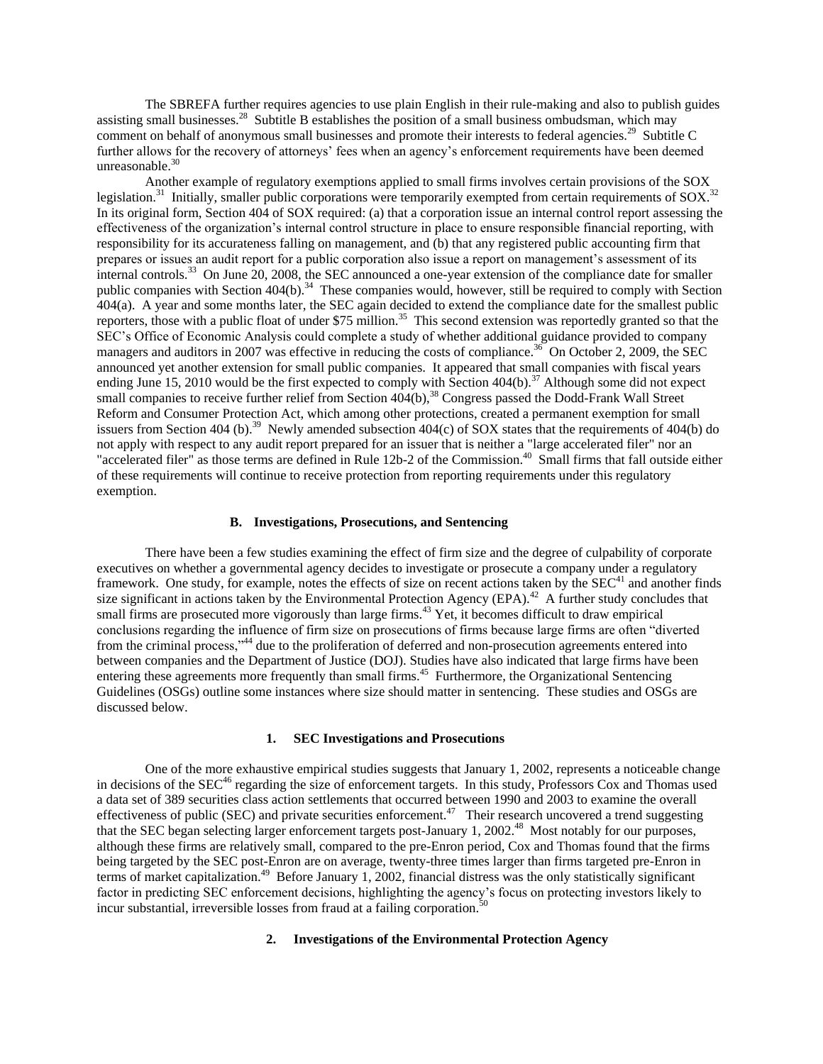The SBREFA further requires agencies to use plain English in their rule-making and also to publish guides assisting small businesses.[28] Subtitle B establishes the position of a small business ombudsman, which may comment on behalf of anonymous small businesses and promote their interests to federal agencies.[29] Subtitle C further allows for the recovery of attorneys' fees when an agency's enforcement requirements have been deemed unreasonable.[30]

Another example of regulatory exemptions applied to small firms involves certain provisions of the SOX legislation.[31] Initially, smaller public corporations were temporarily exempted from certain requirements of SOX.[32] In its original form, Section 404 of SOX required: (a) that a corporation issue an internal control report assessing the effectiveness of the organization's internal control structure in place to ensure responsible financial reporting, with responsibility for its accurateness falling on management, and (b) that any registered public accounting firm that prepares or issues an audit report for a public corporation also issue a report on management's assessment of its internal controls.[33] On June 20, 2008, the SEC announced a one-year extension of the compliance date for smaller public companies with Section 404(b).[34] These companies would, however, still be required to comply with Section 404(a). A year and some months later, the SEC again decided to extend the compliance date for the smallest public reporters, those with a public float of under $75 million.[35] This second extension was reportedly granted so that the SEC's Office of Economic Analysis could complete a study of whether additional guidance provided to company managers and auditors in 2007 was effective in reducing the costs of compliance.[36] On October 2, 2009, the SEC announced yet another extension for small public companies. It appeared that small companies with fiscal years ending June 15, 2010 would be the first expected to comply with Section 404(b).[37] Although some did not expect small companies to receive further relief from Section 404(b),[38] Congress passed the Dodd-Frank Wall Street Reform and Consumer Protection Act, which among other protections, created a permanent exemption for small issuers from Section 404 (b).[39] Newly amended subsection 404(c) of SOX states that the requirements of 404(b) do not apply with respect to any audit report prepared for an issuer that is neither a "large accelerated filer" nor an "accelerated filer" as those terms are defined in Rule 12b-2 of the Commission.[40] Small firms that fall outside either of these requirements will continue to receive protection from reporting requirements under this regulatory exemption.

### B. Investigations, Prosecutions, and Sentencing

There have been a few studies examining the effect of firm size and the degree of culpability of corporate executives on whether a governmental agency decides to investigate or prosecute a company under a regulatory framework. One study, for example, notes the effects of size on recent actions taken by the SEC[41] and another finds size significant in actions taken by the Environmental Protection Agency (EPA).[42] A further study concludes that small firms are prosecuted more vigorously than large firms.[43] Yet, it becomes difficult to draw empirical conclusions regarding the influence of firm size on prosecutions of firms because large firms are often "diverted from the criminal process,"[44] due to the proliferation of deferred and non-prosecution agreements entered into between companies and the Department of Justice (DOJ). Studies have also indicated that large firms have been entering these agreements more frequently than small firms.[45] Furthermore, the Organizational Sentencing Guidelines (OSGs) outline some instances where size should matter in sentencing. These studies and OSGs are discussed below.

#### 1. SEC Investigations and Prosecutions

One of the more exhaustive empirical studies suggests that January 1, 2002, represents a noticeable change in decisions of the SEC[46] regarding the size of enforcement targets. In this study, Professors Cox and Thomas used a data set of 389 securities class action settlements that occurred between 1990 and 2003 to examine the overall effectiveness of public (SEC) and private securities enforcement.[47] Their research uncovered a trend suggesting that the SEC began selecting larger enforcement targets post-January 1, 2002.[48] Most notably for our purposes, although these firms are relatively small, compared to the pre-Enron period, Cox and Thomas found that the firms being targeted by the SEC post-Enron are on average, twenty-three times larger than firms targeted pre-Enron in terms of market capitalization.[49] Before January 1, 2002, financial distress was the only statistically significant factor in predicting SEC enforcement decisions, highlighting the agency's focus on protecting investors likely to incur substantial, irreversible losses from fraud at a failing corporation.[50]

#### 2. Investigations of the Environmental Protection Agency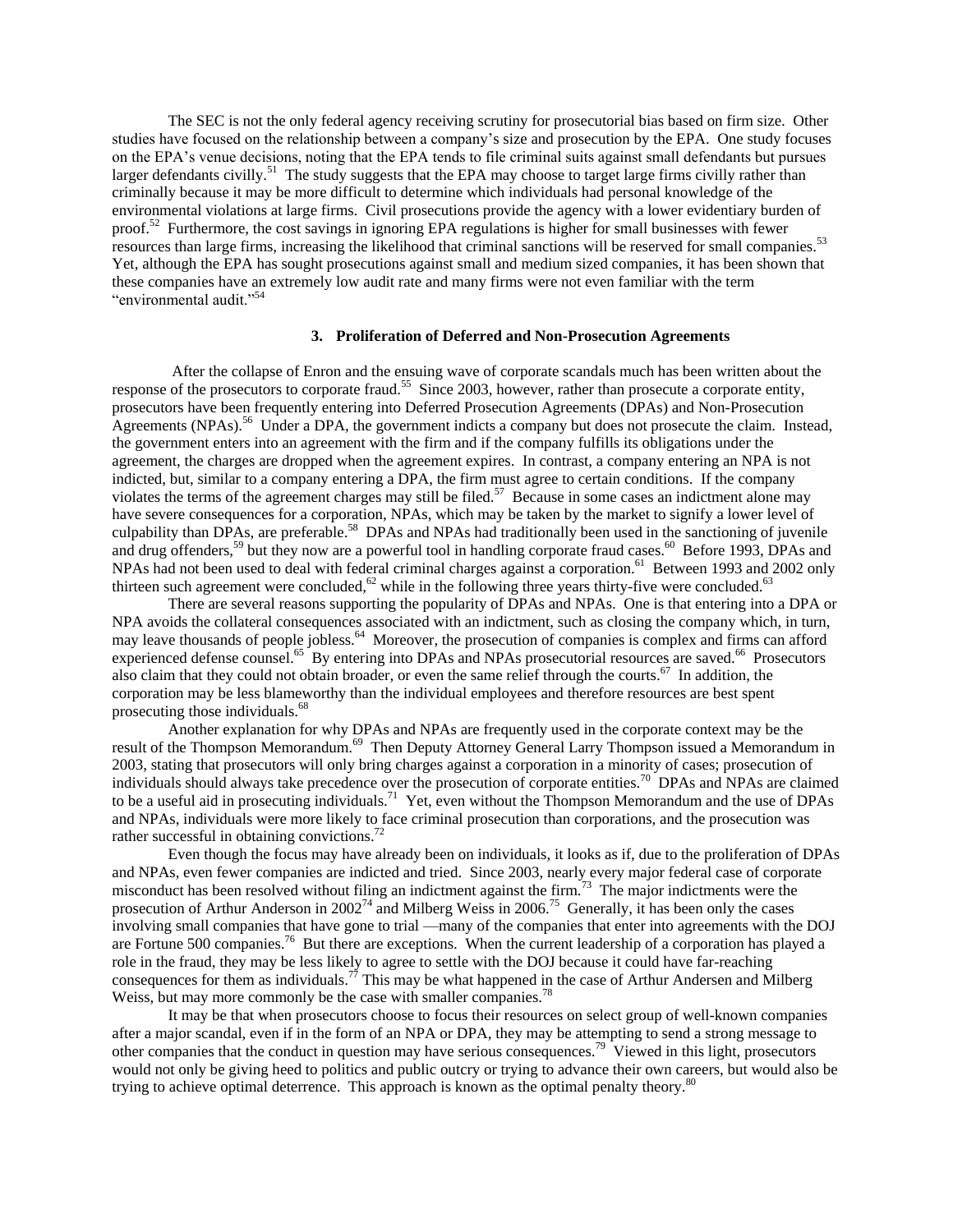The SEC is not the only federal agency receiving scrutiny for prosecutorial bias based on firm size. Other studies have focused on the relationship between a company's size and prosecution by the EPA. One study focuses on the EPA's venue decisions, noting that the EPA tends to file criminal suits against small defendants but pursues larger defendants civilly.[51] The study suggests that the EPA may choose to target large firms civilly rather than criminally because it may be more difficult to determine which individuals had personal knowledge of the environmental violations at large firms. Civil prosecutions provide the agency with a lower evidentiary burden of proof.[52] Furthermore, the cost savings in ignoring EPA regulations is higher for small businesses with fewer resources than large firms, increasing the likelihood that criminal sanctions will be reserved for small companies.[53] Yet, although the EPA has sought prosecutions against small and medium sized companies, it has been shown that these companies have an extremely low audit rate and many firms were not even familiar with the term "environmental audit."[54]

### 3. Proliferation of Deferred and Non-Prosecution Agreements

After the collapse of Enron and the ensuing wave of corporate scandals much has been written about the response of the prosecutors to corporate fraud.[55] Since 2003, however, rather than prosecute a corporate entity, prosecutors have been frequently entering into Deferred Prosecution Agreements (DPAs) and Non-Prosecution Agreements (NPAs).[56] Under a DPA, the government indicts a company but does not prosecute the claim. Instead, the government enters into an agreement with the firm and if the company fulfills its obligations under the agreement, the charges are dropped when the agreement expires. In contrast, a company entering an NPA is not indicted, but, similar to a company entering a DPA, the firm must agree to certain conditions. If the company violates the terms of the agreement charges may still be filed.[57] Because in some cases an indictment alone may have severe consequences for a corporation, NPAs, which may be taken by the market to signify a lower level of culpability than DPAs, are preferable.[58] DPAs and NPAs had traditionally been used in the sanctioning of juvenile and drug offenders,[59] but they now are a powerful tool in handling corporate fraud cases.[60] Before 1993, DPAs and NPAs had not been used to deal with federal criminal charges against a corporation.[61] Between 1993 and 2002 only thirteen such agreement were concluded,[62] while in the following three years thirty-five were concluded.[63]

There are several reasons supporting the popularity of DPAs and NPAs. One is that entering into a DPA or NPA avoids the collateral consequences associated with an indictment, such as closing the company which, in turn, may leave thousands of people jobless.[64] Moreover, the prosecution of companies is complex and firms can afford experienced defense counsel.[65] By entering into DPAs and NPAs prosecutorial resources are saved.[66] Prosecutors also claim that they could not obtain broader, or even the same relief through the courts.[67] In addition, the corporation may be less blameworthy than the individual employees and therefore resources are best spent prosecuting those individuals.[68]

Another explanation for why DPAs and NPAs are frequently used in the corporate context may be the result of the Thompson Memorandum.[69] Then Deputy Attorney General Larry Thompson issued a Memorandum in 2003, stating that prosecutors will only bring charges against a corporation in a minority of cases; prosecution of individuals should always take precedence over the prosecution of corporate entities.[70] DPAs and NPAs are claimed to be a useful aid in prosecuting individuals.[71] Yet, even without the Thompson Memorandum and the use of DPAs and NPAs, individuals were more likely to face criminal prosecution than corporations, and the prosecution was rather successful in obtaining convictions.[72]

Even though the focus may have already been on individuals, it looks as if, due to the proliferation of DPAs and NPAs, even fewer companies are indicted and tried. Since 2003, nearly every major federal case of corporate misconduct has been resolved without filing an indictment against the firm.[73] The major indictments were the prosecution of Arthur Anderson in 2002[74] and Milberg Weiss in 2006.[75] Generally, it has been only the cases involving small companies that have gone to trial —many of the companies that enter into agreements with the DOJ are Fortune 500 companies.[76] But there are exceptions. When the current leadership of a corporation has played a role in the fraud, they may be less likely to agree to settle with the DOJ because it could have far-reaching consequences for them as individuals.[77] This may be what happened in the case of Arthur Andersen and Milberg Weiss, but may more commonly be the case with smaller companies.[78]

It may be that when prosecutors choose to focus their resources on select group of well-known companies after a major scandal, even if in the form of an NPA or DPA, they may be attempting to send a strong message to other companies that the conduct in question may have serious consequences.[79] Viewed in this light, prosecutors would not only be giving heed to politics and public outcry or trying to advance their own careers, but would also be trying to achieve optimal deterrence. This approach is known as the optimal penalty theory.[80]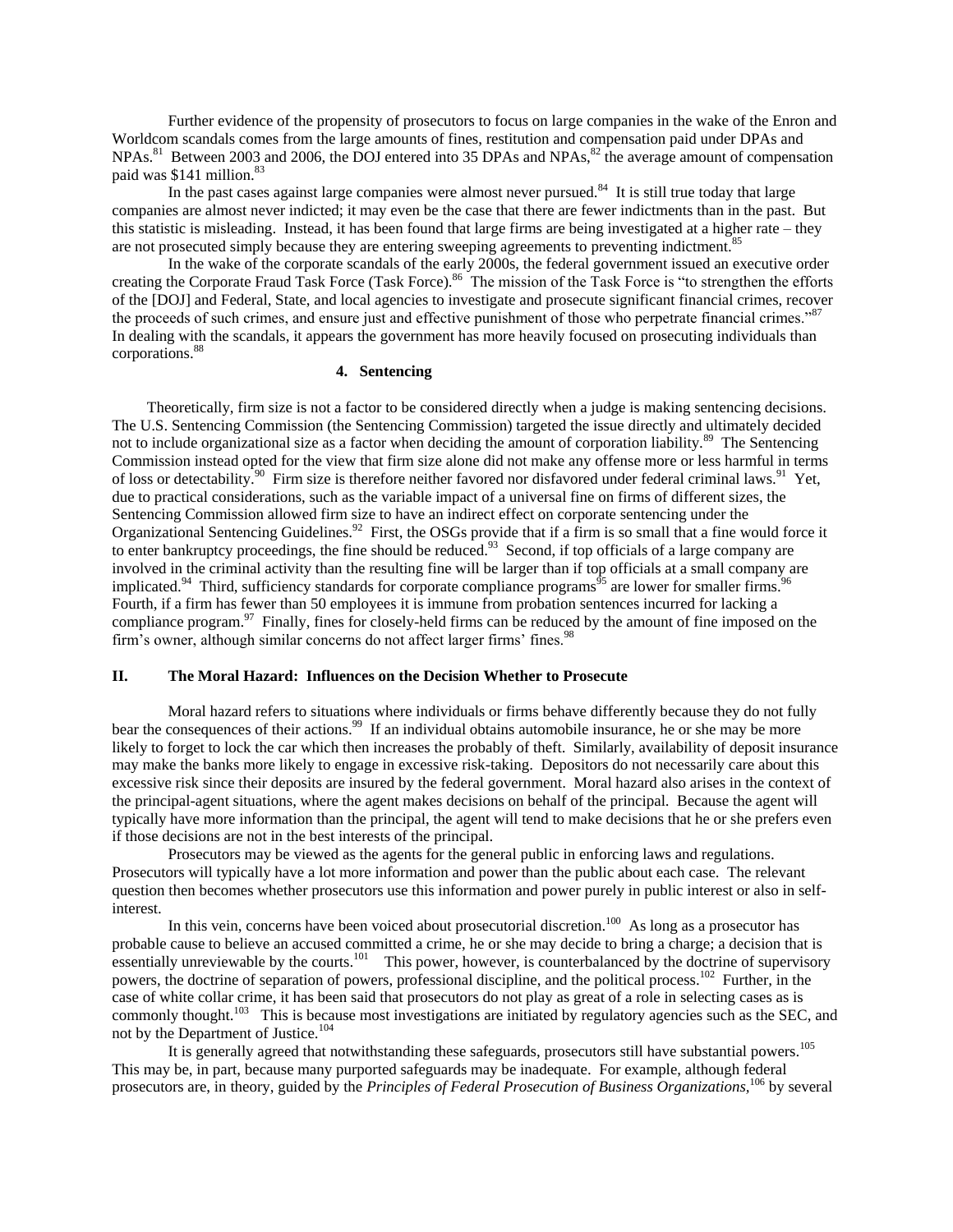Further evidence of the propensity of prosecutors to focus on large companies in the wake of the Enron and Worldcom scandals comes from the large amounts of fines, restitution and compensation paid under DPAs and NPAs.[81] Between 2003 and 2006, the DOJ entered into 35 DPAs and NPAs,[82] the average amount of compensation paid was $141 million.[83]

In the past cases against large companies were almost never pursued.[84] It is still true today that large companies are almost never indicted; it may even be the case that there are fewer indictments than in the past. But this statistic is misleading. Instead, it has been found that large firms are being investigated at a higher rate – they are not prosecuted simply because they are entering sweeping agreements to preventing indictment.[85]

In the wake of the corporate scandals of the early 2000s, the federal government issued an executive order creating the Corporate Fraud Task Force (Task Force).[86] The mission of the Task Force is "to strengthen the efforts of the [DOJ] and Federal, State, and local agencies to investigate and prosecute significant financial crimes, recover the proceeds of such crimes, and ensure just and effective punishment of those who perpetrate financial crimes."[87] In dealing with the scandals, it appears the government has more heavily focused on prosecuting individuals than corporations.[88]

#### 4. Sentencing

Theoretically, firm size is not a factor to be considered directly when a judge is making sentencing decisions. The U.S. Sentencing Commission (the Sentencing Commission) targeted the issue directly and ultimately decided not to include organizational size as a factor when deciding the amount of corporation liability.[89] The Sentencing Commission instead opted for the view that firm size alone did not make any offense more or less harmful in terms of loss or detectability.[90] Firm size is therefore neither favored nor disfavored under federal criminal laws.[91] Yet, due to practical considerations, such as the variable impact of a universal fine on firms of different sizes, the Sentencing Commission allowed firm size to have an indirect effect on corporate sentencing under the Organizational Sentencing Guidelines.[92] First, the OSGs provide that if a firm is so small that a fine would force it to enter bankruptcy proceedings, the fine should be reduced.[93] Second, if top officials of a large company are involved in the criminal activity than the resulting fine will be larger than if top officials at a small company are implicated.[94] Third, sufficiency standards for corporate compliance programs[95] are lower for smaller firms.[96] Fourth, if a firm has fewer than 50 employees it is immune from probation sentences incurred for lacking a compliance program.[97] Finally, fines for closely-held firms can be reduced by the amount of fine imposed on the firm's owner, although similar concerns do not affect larger firms' fines.[98]

## II. The Moral Hazard: Influences on the Decision Whether to Prosecute

Moral hazard refers to situations where individuals or firms behave differently because they do not fully bear the consequences of their actions.[99] If an individual obtains automobile insurance, he or she may be more likely to forget to lock the car which then increases the probably of theft. Similarly, availability of deposit insurance may make the banks more likely to engage in excessive risk-taking. Depositors do not necessarily care about this excessive risk since their deposits are insured by the federal government. Moral hazard also arises in the context of the principal-agent situations, where the agent makes decisions on behalf of the principal. Because the agent will typically have more information than the principal, the agent will tend to make decisions that he or she prefers even if those decisions are not in the best interests of the principal.

Prosecutors may be viewed as the agents for the general public in enforcing laws and regulations. Prosecutors will typically have a lot more information and power than the public about each case. The relevant question then becomes whether prosecutors use this information and power purely in public interest or also in self-interest.

In this vein, concerns have been voiced about prosecutorial discretion.[100] As long as a prosecutor has probable cause to believe an accused committed a crime, he or she may decide to bring a charge; a decision that is essentially unreviewable by the courts.[101] This power, however, is counterbalanced by the doctrine of supervisory powers, the doctrine of separation of powers, professional discipline, and the political process.[102] Further, in the case of white collar crime, it has been said that prosecutors do not play as great of a role in selecting cases as is commonly thought.[103] This is because most investigations are initiated by regulatory agencies such as the SEC, and not by the Department of Justice.[104]

It is generally agreed that notwithstanding these safeguards, prosecutors still have substantial powers.[105] This may be, in part, because many purported safeguards may be inadequate. For example, although federal prosecutors are, in theory, guided by the *Principles of Federal Prosecution of Business Organizations,*[106] by several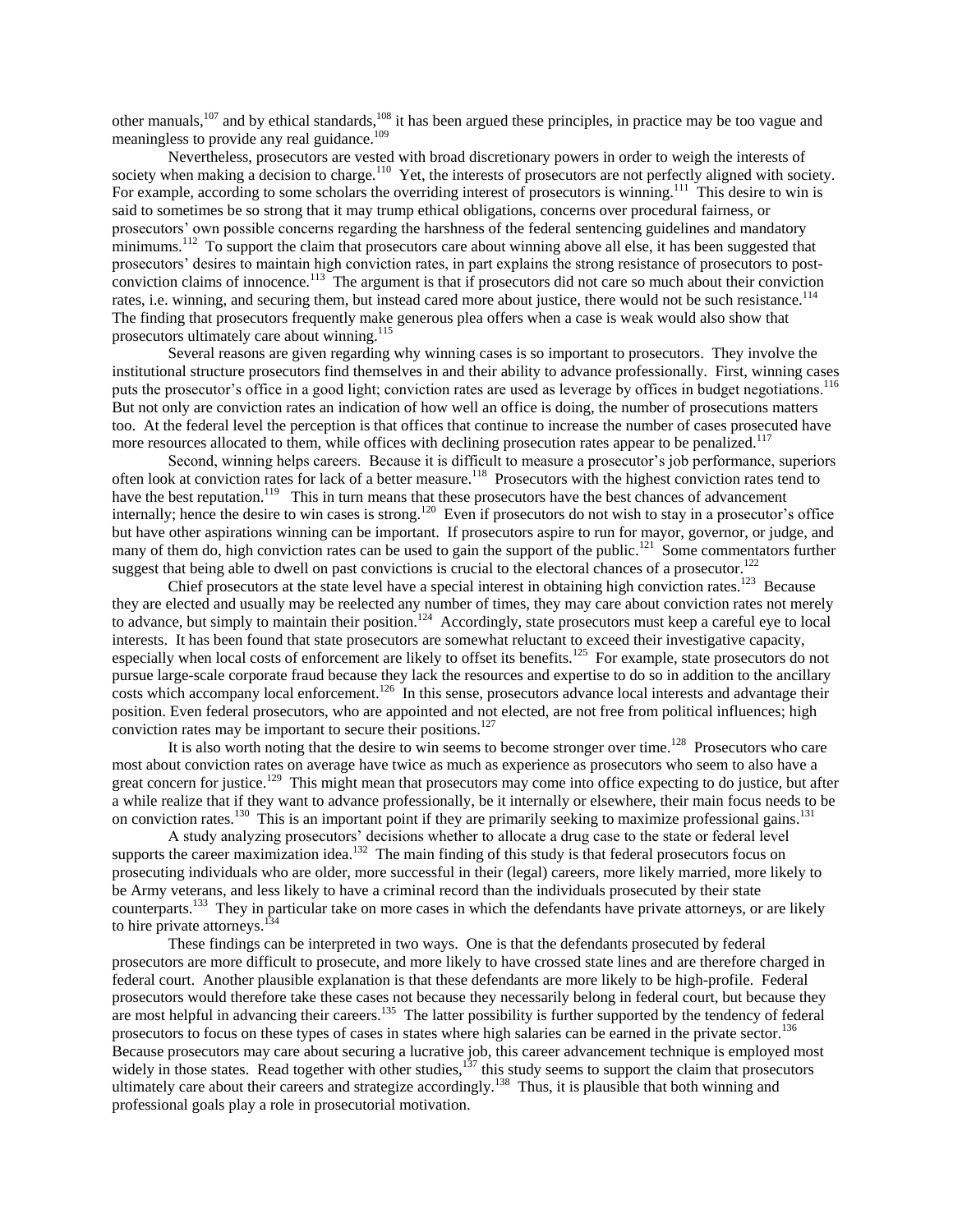other manuals,[107] and by ethical standards,[108] it has been argued these principles, in practice may be too vague and meaningless to provide any real guidance.[109]

Nevertheless, prosecutors are vested with broad discretionary powers in order to weigh the interests of society when making a decision to charge.[110] Yet, the interests of prosecutors are not perfectly aligned with society. For example, according to some scholars the overriding interest of prosecutors is winning.[111] This desire to win is said to sometimes be so strong that it may trump ethical obligations, concerns over procedural fairness, or prosecutors' own possible concerns regarding the harshness of the federal sentencing guidelines and mandatory minimums.[112] To support the claim that prosecutors care about winning above all else, it has been suggested that prosecutors' desires to maintain high conviction rates, in part explains the strong resistance of prosecutors to post-conviction claims of innocence.[113] The argument is that if prosecutors did not care so much about their conviction rates, i.e. winning, and securing them, but instead cared more about justice, there would not be such resistance.[114] The finding that prosecutors frequently make generous plea offers when a case is weak would also show that prosecutors ultimately care about winning.[115]

Several reasons are given regarding why winning cases is so important to prosecutors. They involve the institutional structure prosecutors find themselves in and their ability to advance professionally. First, winning cases puts the prosecutor's office in a good light; conviction rates are used as leverage by offices in budget negotiations.[116] But not only are conviction rates an indication of how well an office is doing, the number of prosecutions matters too. At the federal level the perception is that offices that continue to increase the number of cases prosecuted have more resources allocated to them, while offices with declining prosecution rates appear to be penalized.[117]

Second, winning helps careers. Because it is difficult to measure a prosecutor's job performance, superiors often look at conviction rates for lack of a better measure.[118] Prosecutors with the highest conviction rates tend to have the best reputation.[119] This in turn means that these prosecutors have the best chances of advancement internally; hence the desire to win cases is strong.[120] Even if prosecutors do not wish to stay in a prosecutor's office but have other aspirations winning can be important. If prosecutors aspire to run for mayor, governor, or judge, and many of them do, high conviction rates can be used to gain the support of the public.[121] Some commentators further suggest that being able to dwell on past convictions is crucial to the electoral chances of a prosecutor.[122]

Chief prosecutors at the state level have a special interest in obtaining high conviction rates.[123] Because they are elected and usually may be reelected any number of times, they may care about conviction rates not merely to advance, but simply to maintain their position.[124] Accordingly, state prosecutors must keep a careful eye to local interests. It has been found that state prosecutors are somewhat reluctant to exceed their investigative capacity, especially when local costs of enforcement are likely to offset its benefits.[125] For example, state prosecutors do not pursue large-scale corporate fraud because they lack the resources and expertise to do so in addition to the ancillary costs which accompany local enforcement.[126] In this sense, prosecutors advance local interests and advantage their position. Even federal prosecutors, who are appointed and not elected, are not free from political influences; high conviction rates may be important to secure their positions.[127]

It is also worth noting that the desire to win seems to become stronger over time.[128] Prosecutors who care most about conviction rates on average have twice as much as experience as prosecutors who seem to also have a great concern for justice.[129] This might mean that prosecutors may come into office expecting to do justice, but after a while realize that if they want to advance professionally, be it internally or elsewhere, their main focus needs to be on conviction rates.[130] This is an important point if they are primarily seeking to maximize professional gains.[131]

A study analyzing prosecutors' decisions whether to allocate a drug case to the state or federal level supports the career maximization idea.[132] The main finding of this study is that federal prosecutors focus on prosecuting individuals who are older, more successful in their (legal) careers, more likely married, more likely to be Army veterans, and less likely to have a criminal record than the individuals prosecuted by their state counterparts.[133] They in particular take on more cases in which the defendants have private attorneys, or are likely to hire private attorneys.[134]

These findings can be interpreted in two ways. One is that the defendants prosecuted by federal prosecutors are more difficult to prosecute, and more likely to have crossed state lines and are therefore charged in federal court. Another plausible explanation is that these defendants are more likely to be high-profile. Federal prosecutors would therefore take these cases not because they necessarily belong in federal court, but because they are most helpful in advancing their careers.[135] The latter possibility is further supported by the tendency of federal prosecutors to focus on these types of cases in states where high salaries can be earned in the private sector.[136] Because prosecutors may care about securing a lucrative job, this career advancement technique is employed most widely in those states. Read together with other studies,[137] this study seems to support the claim that prosecutors ultimately care about their careers and strategize accordingly.[138] Thus, it is plausible that both winning and professional goals play a role in prosecutorial motivation.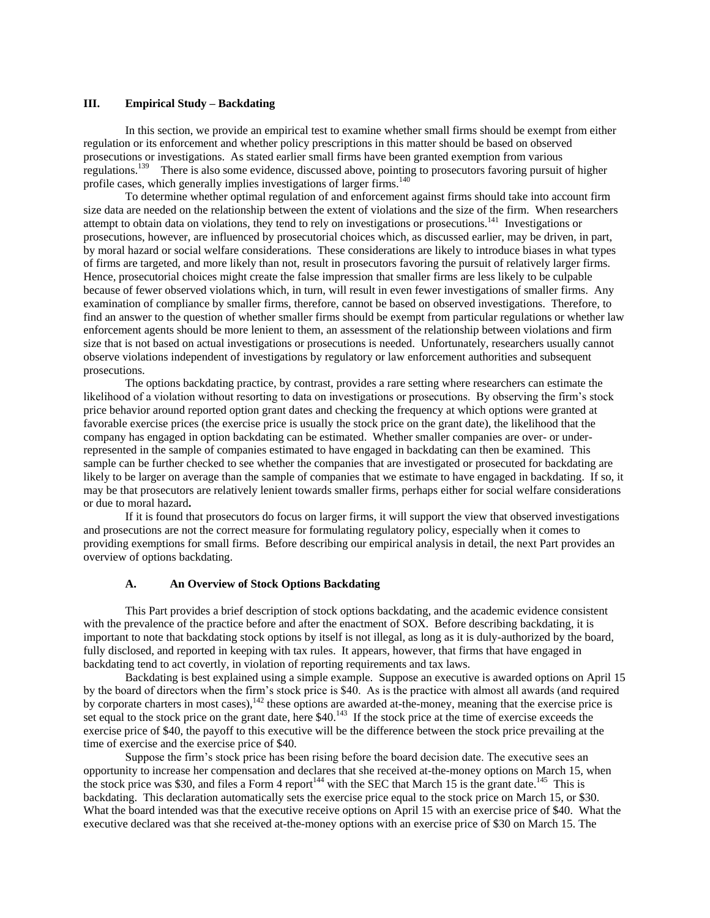## III. Empirical Study – Backdating

In this section, we provide an empirical test to examine whether small firms should be exempt from either regulation or its enforcement and whether policy prescriptions in this matter should be based on observed prosecutions or investigations. As stated earlier small firms have been granted exemption from various regulations.[139] There is also some evidence, discussed above, pointing to prosecutors favoring pursuit of higher profile cases, which generally implies investigations of larger firms.[140]

To determine whether optimal regulation of and enforcement against firms should take into account firm size data are needed on the relationship between the extent of violations and the size of the firm. When researchers attempt to obtain data on violations, they tend to rely on investigations or prosecutions.[141] Investigations or prosecutions, however, are influenced by prosecutorial choices which, as discussed earlier, may be driven, in part, by moral hazard or social welfare considerations. These considerations are likely to introduce biases in what types of firms are targeted, and more likely than not, result in prosecutors favoring the pursuit of relatively larger firms. Hence, prosecutorial choices might create the false impression that smaller firms are less likely to be culpable because of fewer observed violations which, in turn, will result in even fewer investigations of smaller firms. Any examination of compliance by smaller firms, therefore, cannot be based on observed investigations. Therefore, to find an answer to the question of whether smaller firms should be exempt from particular regulations or whether law enforcement agents should be more lenient to them, an assessment of the relationship between violations and firm size that is not based on actual investigations or prosecutions is needed. Unfortunately, researchers usually cannot observe violations independent of investigations by regulatory or law enforcement authorities and subsequent prosecutions.

The options backdating practice, by contrast, provides a rare setting where researchers can estimate the likelihood of a violation without resorting to data on investigations or prosecutions. By observing the firm's stock price behavior around reported option grant dates and checking the frequency at which options were granted at favorable exercise prices (the exercise price is usually the stock price on the grant date), the likelihood that the company has engaged in option backdating can be estimated. Whether smaller companies are over- or under-represented in the sample of companies estimated to have engaged in backdating can then be examined. This sample can be further checked to see whether the companies that are investigated or prosecuted for backdating are likely to be larger on average than the sample of companies that we estimate to have engaged in backdating. If so, it may be that prosecutors are relatively lenient towards smaller firms, perhaps either for social welfare considerations or due to moral hazard**.**

If it is found that prosecutors do focus on larger firms, it will support the view that observed investigations and prosecutions are not the correct measure for formulating regulatory policy, especially when it comes to providing exemptions for small firms. Before describing our empirical analysis in detail, the next Part provides an overview of options backdating.

### A. An Overview of Stock Options Backdating

This Part provides a brief description of stock options backdating, and the academic evidence consistent with the prevalence of the practice before and after the enactment of SOX. Before describing backdating, it is important to note that backdating stock options by itself is not illegal, as long as it is duly-authorized by the board, fully disclosed, and reported in keeping with tax rules. It appears, however, that firms that have engaged in backdating tend to act covertly, in violation of reporting requirements and tax laws.

Backdating is best explained using a simple example. Suppose an executive is awarded options on April 15 by the board of directors when the firm's stock price is $40. As is the practice with almost all awards (and required by corporate charters in most cases),[142] these options are awarded at-the-money, meaning that the exercise price is set equal to the stock price on the grant date, here $40.[143] If the stock price at the time of exercise exceeds the exercise price of $40, the payoff to this executive will be the difference between the stock price prevailing at the time of exercise and the exercise price of $40.

Suppose the firm's stock price has been rising before the board decision date. The executive sees an opportunity to increase her compensation and declares that she received at-the-money options on March 15, when the stock price was $30, and files a Form 4 report[144] with the SEC that March 15 is the grant date.[145] This is backdating. This declaration automatically sets the exercise price equal to the stock price on March 15, or $30. What the board intended was that the executive receive options on April 15 with an exercise price of $40. What the executive declared was that she received at-the-money options with an exercise price of $30 on March 15. The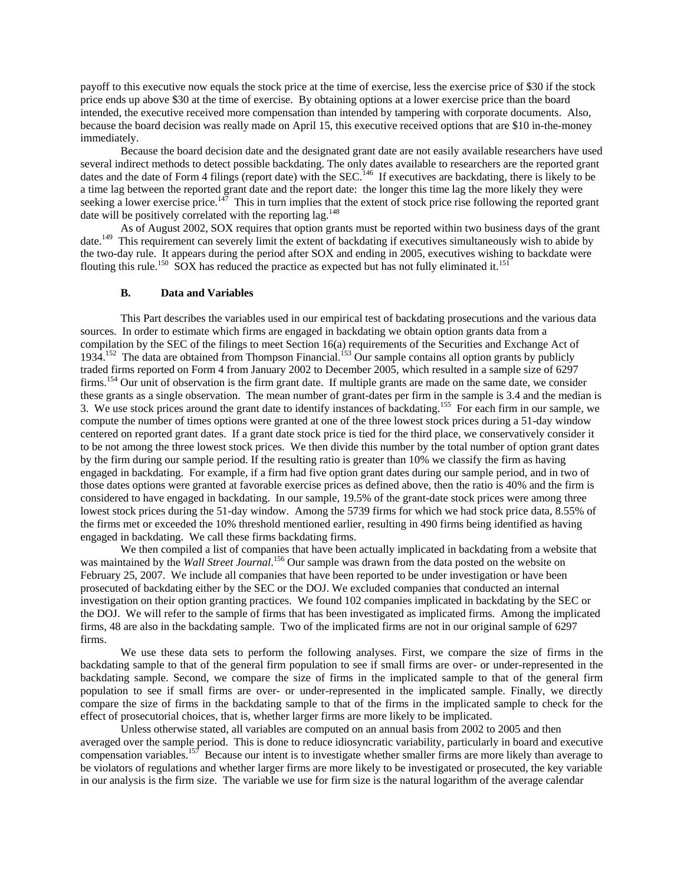payoff to this executive now equals the stock price at the time of exercise, less the exercise price of $30 if the stock price ends up above $30 at the time of exercise. By obtaining options at a lower exercise price than the board intended, the executive received more compensation than intended by tampering with corporate documents. Also, because the board decision was really made on April 15, this executive received options that are $10 in-the-money immediately.

Because the board decision date and the designated grant date are not easily available researchers have used several indirect methods to detect possible backdating. The only dates available to researchers are the reported grant dates and the date of Form 4 filings (report date) with the SEC.[146] If executives are backdating, there is likely to be a time lag between the reported grant date and the report date: the longer this time lag the more likely they were seeking a lower exercise price.[147] This in turn implies that the extent of stock price rise following the reported grant date will be positively correlated with the reporting lag.[148]

As of August 2002, SOX requires that option grants must be reported within two business days of the grant date.[149] This requirement can severely limit the extent of backdating if executives simultaneously wish to abide by the two-day rule. It appears during the period after SOX and ending in 2005, executives wishing to backdate were flouting this rule.[150] SOX has reduced the practice as expected but has not fully eliminated it.[151]

### B. Data and Variables

This Part describes the variables used in our empirical test of backdating prosecutions and the various data sources. In order to estimate which firms are engaged in backdating we obtain option grants data from a compilation by the SEC of the filings to meet Section 16(a) requirements of the Securities and Exchange Act of 1934.[152] The data are obtained from Thompson Financial.[153] Our sample contains all option grants by publicly traded firms reported on Form 4 from January 2002 to December 2005, which resulted in a sample size of 6297 firms.[154] Our unit of observation is the firm grant date. If multiple grants are made on the same date, we consider these grants as a single observation. The mean number of grant-dates per firm in the sample is 3.4 and the median is 3. We use stock prices around the grant date to identify instances of backdating.[155] For each firm in our sample, we compute the number of times options were granted at one of the three lowest stock prices during a 51-day window centered on reported grant dates. If a grant date stock price is tied for the third place, we conservatively consider it to be not among the three lowest stock prices. We then divide this number by the total number of option grant dates by the firm during our sample period. If the resulting ratio is greater than 10% we classify the firm as having engaged in backdating. For example, if a firm had five option grant dates during our sample period, and in two of those dates options were granted at favorable exercise prices as defined above, then the ratio is 40% and the firm is considered to have engaged in backdating. In our sample, 19.5% of the grant-date stock prices were among three lowest stock prices during the 51-day window. Among the 5739 firms for which we had stock price data, 8.55% of the firms met or exceeded the 10% threshold mentioned earlier, resulting in 490 firms being identified as having engaged in backdating. We call these firms backdating firms.

We then compiled a list of companies that have been actually implicated in backdating from a website that was maintained by the *Wall Street Journal*.[156] Our sample was drawn from the data posted on the website on February 25, 2007. We include all companies that have been reported to be under investigation or have been prosecuted of backdating either by the SEC or the DOJ. We excluded companies that conducted an internal investigation on their option granting practices. We found 102 companies implicated in backdating by the SEC or the DOJ. We will refer to the sample of firms that has been investigated as implicated firms. Among the implicated firms, 48 are also in the backdating sample. Two of the implicated firms are not in our original sample of 6297 firms.

We use these data sets to perform the following analyses. First, we compare the size of firms in the backdating sample to that of the general firm population to see if small firms are over- or under-represented in the backdating sample. Second, we compare the size of firms in the implicated sample to that of the general firm population to see if small firms are over- or under-represented in the implicated sample. Finally, we directly compare the size of firms in the backdating sample to that of the firms in the implicated sample to check for the effect of prosecutorial choices, that is, whether larger firms are more likely to be implicated.

Unless otherwise stated, all variables are computed on an annual basis from 2002 to 2005 and then averaged over the sample period. This is done to reduce idiosyncratic variability, particularly in board and executive compensation variables.[157] Because our intent is to investigate whether smaller firms are more likely than average to be violators of regulations and whether larger firms are more likely to be investigated or prosecuted, the key variable in our analysis is the firm size. The variable we use for firm size is the natural logarithm of the average calendar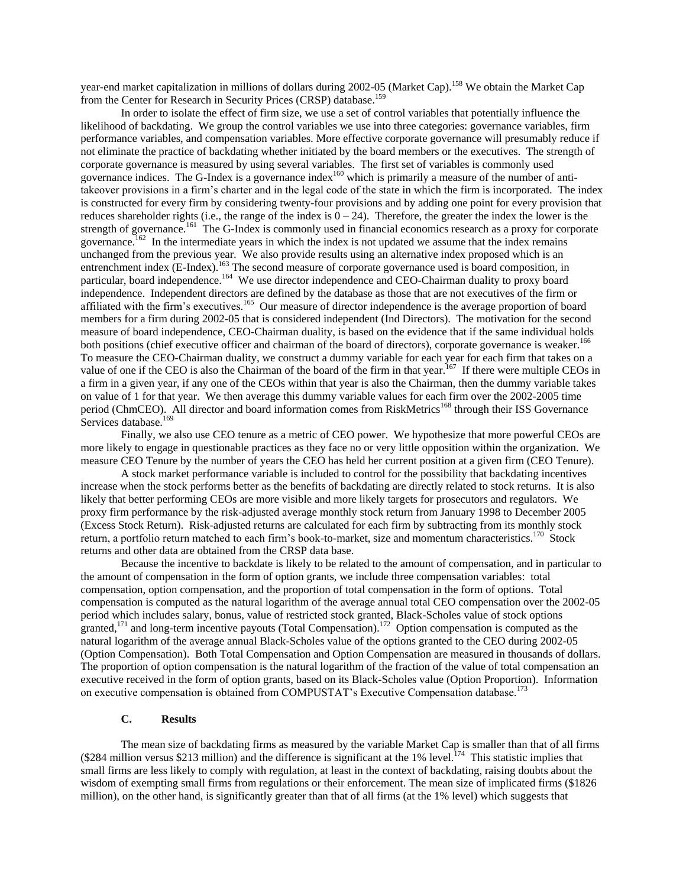year-end market capitalization in millions of dollars during 2002-05 (Market Cap).[158] We obtain the Market Cap from the Center for Research in Security Prices (CRSP) database.[159]

In order to isolate the effect of firm size, we use a set of control variables that potentially influence the likelihood of backdating. We group the control variables we use into three categories: governance variables, firm performance variables, and compensation variables. More effective corporate governance will presumably reduce if not eliminate the practice of backdating whether initiated by the board members or the executives. The strength of corporate governance is measured by using several variables. The first set of variables is commonly used governance indices. The G-Index is a governance index[160] which is primarily a measure of the number of anti-takeover provisions in a firm's charter and in the legal code of the state in which the firm is incorporated. The index is constructed for every firm by considering twenty-four provisions and by adding one point for every provision that reduces shareholder rights (i.e., the range of the index is 0 – 24). Therefore, the greater the index the lower is the strength of governance.[161] The G-Index is commonly used in financial economics research as a proxy for corporate governance.[162] In the intermediate years in which the index is not updated we assume that the index remains unchanged from the previous year. We also provide results using an alternative index proposed which is an entrenchment index (E-Index).[163] The second measure of corporate governance used is board composition, in particular, board independence.[164] We use director independence and CEO-Chairman duality to proxy board independence. Independent directors are defined by the database as those that are not executives of the firm or affiliated with the firm's executives.[165] Our measure of director independence is the average proportion of board members for a firm during 2002-05 that is considered independent (Ind Directors). The motivation for the second measure of board independence, CEO-Chairman duality, is based on the evidence that if the same individual holds both positions (chief executive officer and chairman of the board of directors), corporate governance is weaker.[166] To measure the CEO-Chairman duality, we construct a dummy variable for each year for each firm that takes on a value of one if the CEO is also the Chairman of the board of the firm in that year.[167] If there were multiple CEOs in a firm in a given year, if any one of the CEOs within that year is also the Chairman, then the dummy variable takes on value of 1 for that year. We then average this dummy variable values for each firm over the 2002-2005 time period (ChmCEO). All director and board information comes from RiskMetrics[168] through their ISS Governance Services database.[169]

Finally, we also use CEO tenure as a metric of CEO power. We hypothesize that more powerful CEOs are more likely to engage in questionable practices as they face no or very little opposition within the organization. We measure CEO Tenure by the number of years the CEO has held her current position at a given firm (CEO Tenure).

A stock market performance variable is included to control for the possibility that backdating incentives increase when the stock performs better as the benefits of backdating are directly related to stock returns. It is also likely that better performing CEOs are more visible and more likely targets for prosecutors and regulators. We proxy firm performance by the risk-adjusted average monthly stock return from January 1998 to December 2005 (Excess Stock Return). Risk-adjusted returns are calculated for each firm by subtracting from its monthly stock return, a portfolio return matched to each firm's book-to-market, size and momentum characteristics.[170] Stock returns and other data are obtained from the CRSP data base.

Because the incentive to backdate is likely to be related to the amount of compensation, and in particular to the amount of compensation in the form of option grants, we include three compensation variables: total compensation, option compensation, and the proportion of total compensation in the form of options. Total compensation is computed as the natural logarithm of the average annual total CEO compensation over the 2002-05 period which includes salary, bonus, value of restricted stock granted, Black-Scholes value of stock options granted,[171] and long-term incentive payouts (Total Compensation).[172] Option compensation is computed as the natural logarithm of the average annual Black-Scholes value of the options granted to the CEO during 2002-05 (Option Compensation). Both Total Compensation and Option Compensation are measured in thousands of dollars. The proportion of option compensation is the natural logarithm of the fraction of the value of total compensation an executive received in the form of option grants, based on its Black-Scholes value (Option Proportion). Information on executive compensation is obtained from COMPUSTAT's Executive Compensation database.[173]

### C. Results

The mean size of backdating firms as measured by the variable Market Cap is smaller than that of all firms ($284 million versus $213 million) and the difference is significant at the 1% level.[174] This statistic implies that small firms are less likely to comply with regulation, at least in the context of backdating, raising doubts about the wisdom of exempting small firms from regulations or their enforcement. The mean size of implicated firms ($1826 million), on the other hand, is significantly greater than that of all firms (at the 1% level) which suggests that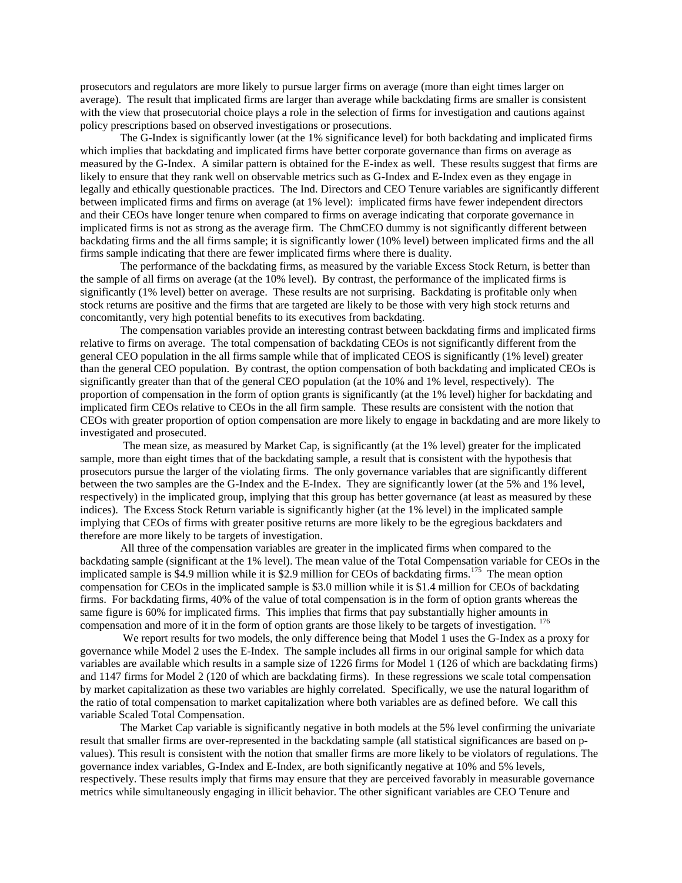prosecutors and regulators are more likely to pursue larger firms on average (more than eight times larger on average). The result that implicated firms are larger than average while backdating firms are smaller is consistent with the view that prosecutorial choice plays a role in the selection of firms for investigation and cautions against policy prescriptions based on observed investigations or prosecutions.

The G-Index is significantly lower (at the 1% significance level) for both backdating and implicated firms which implies that backdating and implicated firms have better corporate governance than firms on average as measured by the G-Index. A similar pattern is obtained for the E-index as well. These results suggest that firms are likely to ensure that they rank well on observable metrics such as G-Index and E-Index even as they engage in legally and ethically questionable practices. The Ind. Directors and CEO Tenure variables are significantly different between implicated firms and firms on average (at 1% level): implicated firms have fewer independent directors and their CEOs have longer tenure when compared to firms on average indicating that corporate governance in implicated firms is not as strong as the average firm. The ChmCEO dummy is not significantly different between backdating firms and the all firms sample; it is significantly lower (10% level) between implicated firms and the all firms sample indicating that there are fewer implicated firms where there is duality.

The performance of the backdating firms, as measured by the variable Excess Stock Return, is better than the sample of all firms on average (at the 10% level). By contrast, the performance of the implicated firms is significantly (1% level) better on average. These results are not surprising. Backdating is profitable only when stock returns are positive and the firms that are targeted are likely to be those with very high stock returns and concomitantly, very high potential benefits to its executives from backdating.

The compensation variables provide an interesting contrast between backdating firms and implicated firms relative to firms on average. The total compensation of backdating CEOs is not significantly different from the general CEO population in the all firms sample while that of implicated CEOS is significantly (1% level) greater than the general CEO population. By contrast, the option compensation of both backdating and implicated CEOs is significantly greater than that of the general CEO population (at the 10% and 1% level, respectively). The proportion of compensation in the form of option grants is significantly (at the 1% level) higher for backdating and implicated firm CEOs relative to CEOs in the all firm sample. These results are consistent with the notion that CEOs with greater proportion of option compensation are more likely to engage in backdating and are more likely to investigated and prosecuted.

The mean size, as measured by Market Cap, is significantly (at the 1% level) greater for the implicated sample, more than eight times that of the backdating sample, a result that is consistent with the hypothesis that prosecutors pursue the larger of the violating firms. The only governance variables that are significantly different between the two samples are the G-Index and the E-Index. They are significantly lower (at the 5% and 1% level, respectively) in the implicated group, implying that this group has better governance (at least as measured by these indices). The Excess Stock Return variable is significantly higher (at the 1% level) in the implicated sample implying that CEOs of firms with greater positive returns are more likely to be the egregious backdaters and therefore are more likely to be targets of investigation.

All three of the compensation variables are greater in the implicated firms when compared to the backdating sample (significant at the 1% level). The mean value of the Total Compensation variable for CEOs in the implicated sample is \$4.9 million while it is \$2.9 million for CEOs of backdating firms.[175] The mean option compensation for CEOs in the implicated sample is \$3.0 million while it is \$1.4 million for CEOs of backdating firms. For backdating firms, 40% of the value of total compensation is in the form of option grants whereas the same figure is 60% for implicated firms. This implies that firms that pay substantially higher amounts in compensation and more of it in the form of option grants are those likely to be targets of investigation.[176]

We report results for two models, the only difference being that Model 1 uses the G-Index as a proxy for governance while Model 2 uses the E-Index. The sample includes all firms in our original sample for which data variables are available which results in a sample size of 1226 firms for Model 1 (126 of which are backdating firms) and 1147 firms for Model 2 (120 of which are backdating firms). In these regressions we scale total compensation by market capitalization as these two variables are highly correlated. Specifically, we use the natural logarithm of the ratio of total compensation to market capitalization where both variables are as defined before. We call this variable Scaled Total Compensation.

The Market Cap variable is significantly negative in both models at the 5% level confirming the univariate result that smaller firms are over-represented in the backdating sample (all statistical significances are based on p-values). This result is consistent with the notion that smaller firms are more likely to be violators of regulations. The governance index variables, G-Index and E-Index, are both significantly negative at 10% and 5% levels, respectively. These results imply that firms may ensure that they are perceived favorably in measurable governance metrics while simultaneously engaging in illicit behavior. The other significant variables are CEO Tenure and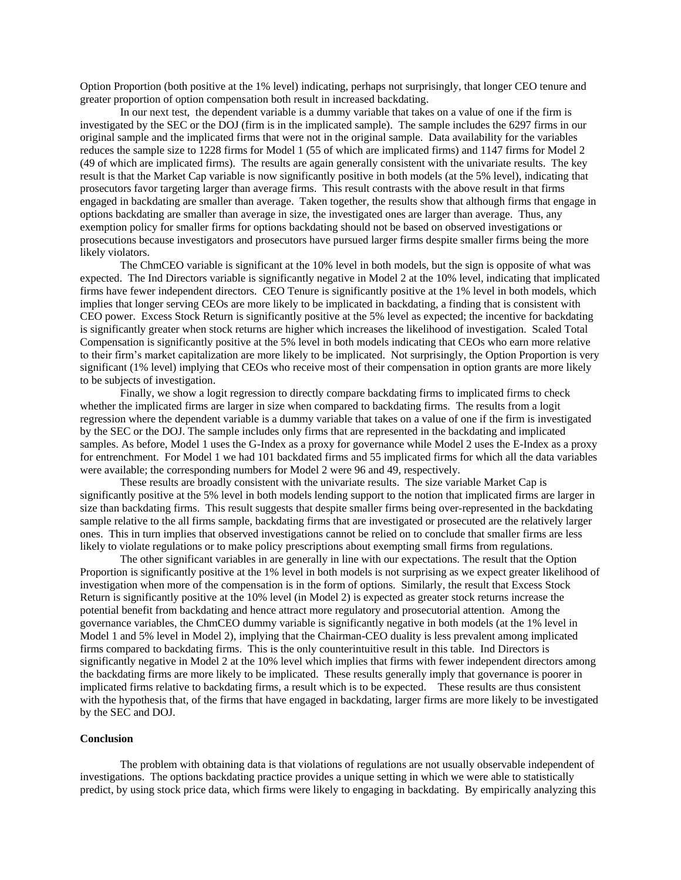Option Proportion (both positive at the 1% level) indicating, perhaps not surprisingly, that longer CEO tenure and greater proportion of option compensation both result in increased backdating.

In our next test, the dependent variable is a dummy variable that takes on a value of one if the firm is investigated by the SEC or the DOJ (firm is in the implicated sample). The sample includes the 6297 firms in our original sample and the implicated firms that were not in the original sample. Data availability for the variables reduces the sample size to 1228 firms for Model 1 (55 of which are implicated firms) and 1147 firms for Model 2 (49 of which are implicated firms). The results are again generally consistent with the univariate results. The key result is that the Market Cap variable is now significantly positive in both models (at the 5% level), indicating that prosecutors favor targeting larger than average firms. This result contrasts with the above result in that firms engaged in backdating are smaller than average. Taken together, the results show that although firms that engage in options backdating are smaller than average in size, the investigated ones are larger than average. Thus, any exemption policy for smaller firms for options backdating should not be based on observed investigations or prosecutions because investigators and prosecutors have pursued larger firms despite smaller firms being the more likely violators.

The ChmCEO variable is significant at the 10% level in both models, but the sign is opposite of what was expected. The Ind Directors variable is significantly negative in Model 2 at the 10% level, indicating that implicated firms have fewer independent directors. CEO Tenure is significantly positive at the 1% level in both models, which implies that longer serving CEOs are more likely to be implicated in backdating, a finding that is consistent with CEO power. Excess Stock Return is significantly positive at the 5% level as expected; the incentive for backdating is significantly greater when stock returns are higher which increases the likelihood of investigation. Scaled Total Compensation is significantly positive at the 5% level in both models indicating that CEOs who earn more relative to their firm's market capitalization are more likely to be implicated. Not surprisingly, the Option Proportion is very significant (1% level) implying that CEOs who receive most of their compensation in option grants are more likely to be subjects of investigation.

Finally, we show a logit regression to directly compare backdating firms to implicated firms to check whether the implicated firms are larger in size when compared to backdating firms. The results from a logit regression where the dependent variable is a dummy variable that takes on a value of one if the firm is investigated by the SEC or the DOJ. The sample includes only firms that are represented in the backdating and implicated samples. As before, Model 1 uses the G-Index as a proxy for governance while Model 2 uses the E-Index as a proxy for entrenchment. For Model 1 we had 101 backdated firms and 55 implicated firms for which all the data variables were available; the corresponding numbers for Model 2 were 96 and 49, respectively.

These results are broadly consistent with the univariate results. The size variable Market Cap is significantly positive at the 5% level in both models lending support to the notion that implicated firms are larger in size than backdating firms. This result suggests that despite smaller firms being over-represented in the backdating sample relative to the all firms sample, backdating firms that are investigated or prosecuted are the relatively larger ones. This in turn implies that observed investigations cannot be relied on to conclude that smaller firms are less likely to violate regulations or to make policy prescriptions about exempting small firms from regulations.

The other significant variables in are generally in line with our expectations. The result that the Option Proportion is significantly positive at the 1% level in both models is not surprising as we expect greater likelihood of investigation when more of the compensation is in the form of options. Similarly, the result that Excess Stock Return is significantly positive at the 10% level (in Model 2) is expected as greater stock returns increase the potential benefit from backdating and hence attract more regulatory and prosecutorial attention. Among the governance variables, the ChmCEO dummy variable is significantly negative in both models (at the 1% level in Model 1 and 5% level in Model 2), implying that the Chairman-CEO duality is less prevalent among implicated firms compared to backdating firms. This is the only counterintuitive result in this table. Ind Directors is significantly negative in Model 2 at the 10% level which implies that firms with fewer independent directors among the backdating firms are more likely to be implicated. These results generally imply that governance is poorer in implicated firms relative to backdating firms, a result which is to be expected. These results are thus consistent with the hypothesis that, of the firms that have engaged in backdating, larger firms are more likely to be investigated by the SEC and DOJ.

**Conclusion**

The problem with obtaining data is that violations of regulations are not usually observable independent of investigations. The options backdating practice provides a unique setting in which we were able to statistically predict, by using stock price data, which firms were likely to engaging in backdating. By empirically analyzing this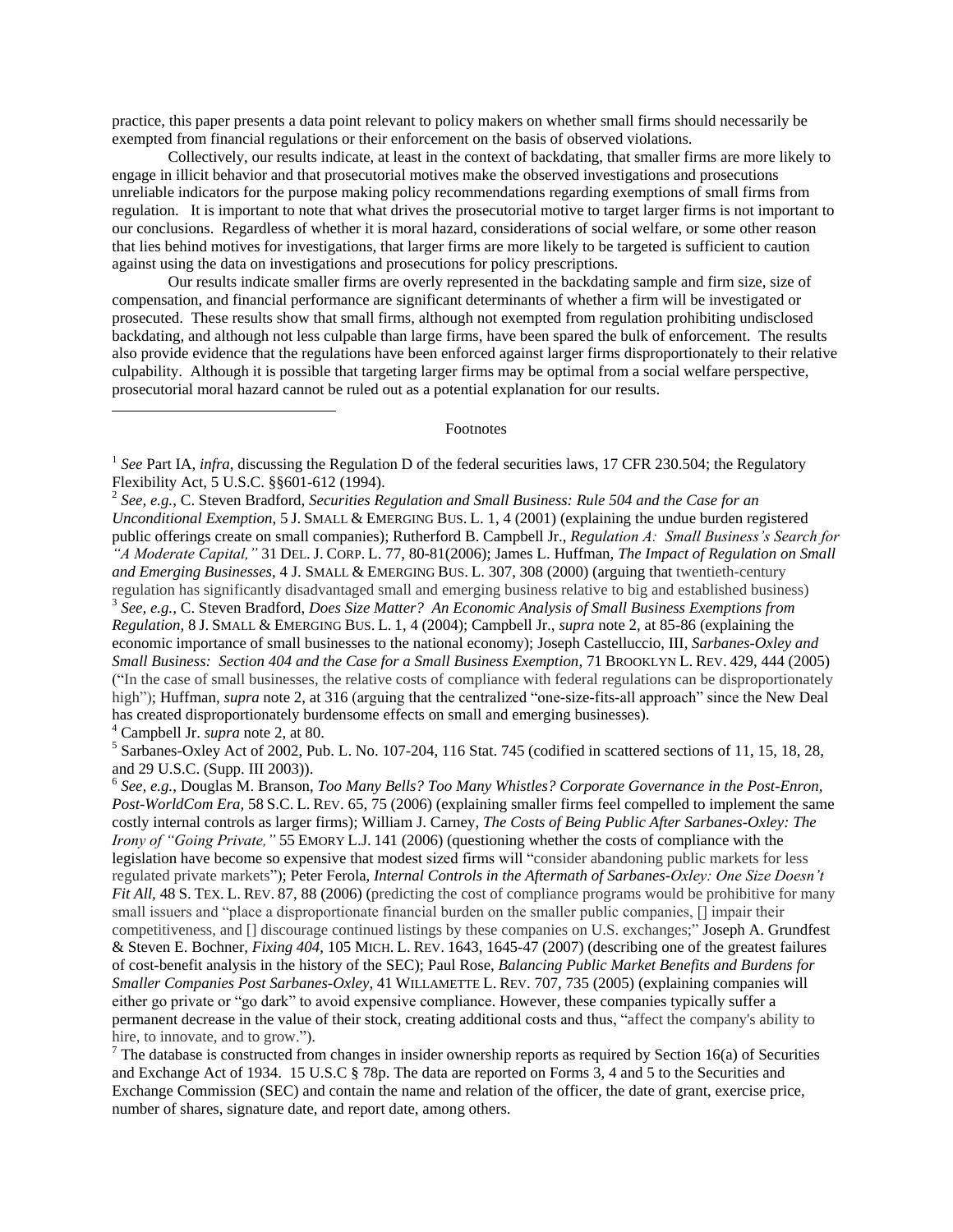practice, this paper presents a data point relevant to policy makers on whether small firms should necessarily be exempted from financial regulations or their enforcement on the basis of observed violations.

Collectively, our results indicate, at least in the context of backdating, that smaller firms are more likely to engage in illicit behavior and that prosecutorial motives make the observed investigations and prosecutions unreliable indicators for the purpose making policy recommendations regarding exemptions of small firms from regulation. It is important to note that what drives the prosecutorial motive to target larger firms is not important to our conclusions. Regardless of whether it is moral hazard, considerations of social welfare, or some other reason that lies behind motives for investigations, that larger firms are more likely to be targeted is sufficient to caution against using the data on investigations and prosecutions for policy prescriptions.

Our results indicate smaller firms are overly represented in the backdating sample and firm size, size of compensation, and financial performance are significant determinants of whether a firm will be investigated or prosecuted. These results show that small firms, although not exempted from regulation prohibiting undisclosed backdating, and although not less culpable than large firms, have been spared the bulk of enforcement. The results also provide evidence that the regulations have been enforced against larger firms disproportionately to their relative culpability. Although it is possible that targeting larger firms may be optimal from a social welfare perspective, prosecutorial moral hazard cannot be ruled out as a potential explanation for our results.

Footnotes

[1] *See* Part IA, *infra*, discussing the Regulation D of the federal securities laws, 17 CFR 230.504; the Regulatory Flexibility Act, 5 U.S.C. §§601-612 (1994).

[2] *See, e.g.*, C. Steven Bradford, *Securities Regulation and Small Business: Rule 504 and the Case for an Unconditional Exemption*, 5 J. SMALL & EMERGING BUS. L. 1, 4 (2001) (explaining the undue burden registered public offerings create on small companies); Rutherford B. Campbell Jr., *Regulation A: Small Business's Search for "A Moderate Capital,"* 31 DEL. J. CORP. L. 77, 80-81(2006); James L. Huffman, *The Impact of Regulation on Small and Emerging Businesses*, 4 J. SMALL & EMERGING BUS. L. 307, 308 (2000) (arguing that twentieth-century regulation has significantly disadvantaged small and emerging business relative to big and established business)

[3] *See, e.g.,* C. Steven Bradford, *Does Size Matter? An Economic Analysis of Small Business Exemptions from Regulation*, 8 J. SMALL & EMERGING BUS. L. 1, 4 (2004); Campbell Jr., *supra* note 2, at 85-86 (explaining the economic importance of small businesses to the national economy); Joseph Castelluccio, III, *Sarbanes-Oxley and Small Business: Section 404 and the Case for a Small Business Exemption*, 71 BROOKLYN L. REV. 429, 444 (2005) ("In the case of small businesses, the relative costs of compliance with federal regulations can be disproportionately high"); Huffman, *supra* note 2, at 316 (arguing that the centralized "one-size-fits-all approach" since the New Deal has created disproportionately burdensome effects on small and emerging businesses).

[4] Campbell Jr. *supra* note 2, at 80.

[5] Sarbanes-Oxley Act of 2002, Pub. L. No. 107-204, 116 Stat. 745 (codified in scattered sections of 11, 15, 18, 28, and 29 U.S.C. (Supp. III 2003)).

[6] *See, e.g.*, Douglas M. Branson, *Too Many Bells? Too Many Whistles? Corporate Governance in the Post-Enron, Post-WorldCom Era*, 58 S.C. L. REV. 65, 75 (2006) (explaining smaller firms feel compelled to implement the same costly internal controls as larger firms); William J. Carney, *The Costs of Being Public After Sarbanes-Oxley: The Irony of "Going Private,"* 55 EMORY L.J. 141 (2006) (questioning whether the costs of compliance with the legislation have become so expensive that modest sized firms will "consider abandoning public markets for less regulated private markets"); Peter Ferola, *Internal Controls in the Aftermath of Sarbanes-Oxley: One Size Doesn't Fit All*, 48 S. TEX. L. REV. 87, 88 (2006) (predicting the cost of compliance programs would be prohibitive for many small issuers and "place a disproportionate financial burden on the smaller public companies, [] impair their competitiveness, and [] discourage continued listings by these companies on U.S. exchanges;" Joseph A. Grundfest & Steven E. Bochner, *Fixing 404*, 105 MICH. L. REV. 1643, 1645-47 (2007) (describing one of the greatest failures of cost-benefit analysis in the history of the SEC); Paul Rose, *Balancing Public Market Benefits and Burdens for Smaller Companies Post Sarbanes-Oxley*, 41 WILLAMETTE L. REV. 707, 735 (2005) (explaining companies will either go private or "go dark" to avoid expensive compliance. However, these companies typically suffer a permanent decrease in the value of their stock, creating additional costs and thus, "affect the company's ability to hire, to innovate, and to grow.").

[7] The database is constructed from changes in insider ownership reports as required by Section 16(a) of Securities and Exchange Act of 1934. 15 U.S.C § 78p. The data are reported on Forms 3, 4 and 5 to the Securities and Exchange Commission (SEC) and contain the name and relation of the officer, the date of grant, exercise price, number of shares, signature date, and report date, among others.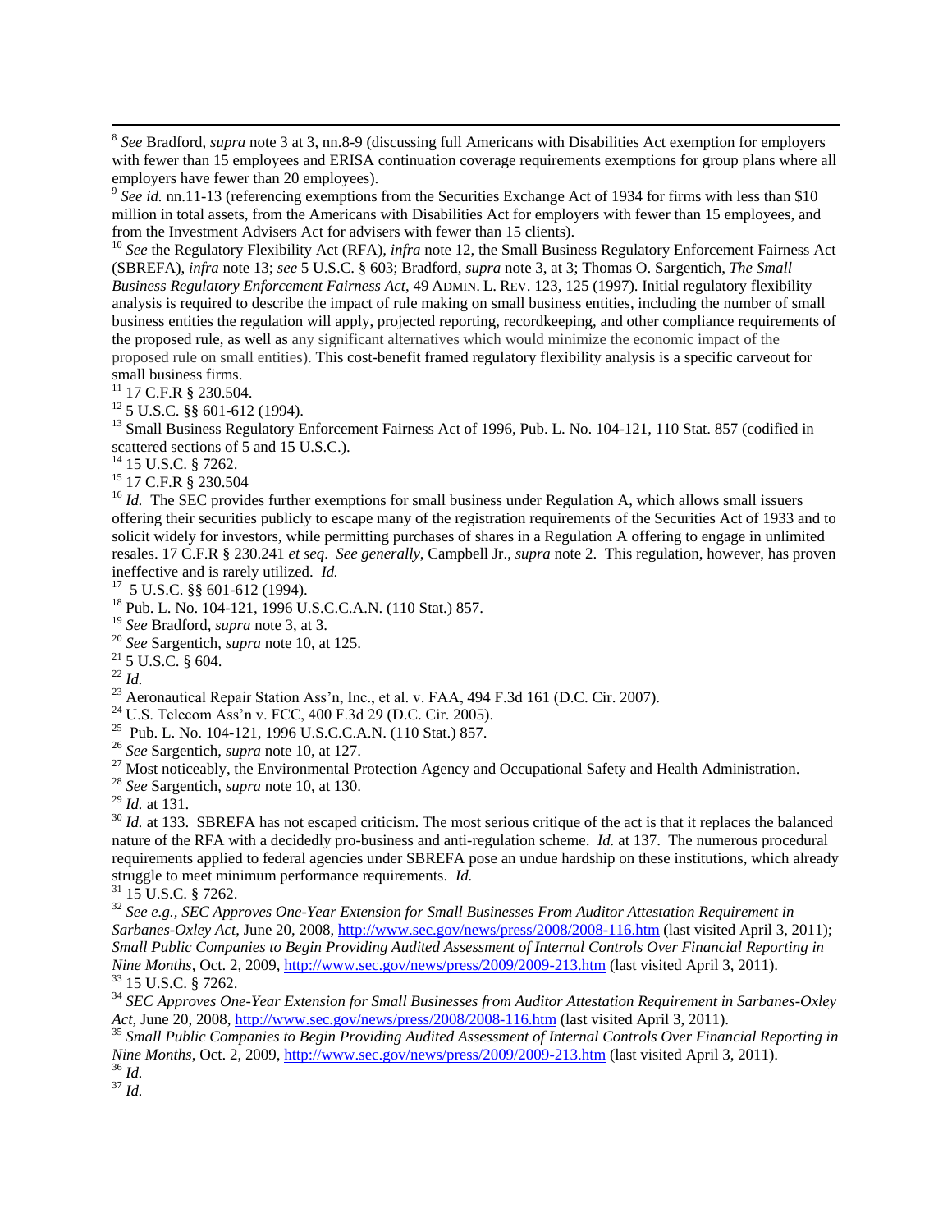[8] *See* Bradford, *supra* note 3 at 3, nn.8-9 (discussing full Americans with Disabilities Act exemption for employers with fewer than 15 employees and ERISA continuation coverage requirements exemptions for group plans where all employers have fewer than 20 employees).

[9] *See id.* nn.11-13 (referencing exemptions from the Securities Exchange Act of 1934 for firms with less than $10 million in total assets, from the Americans with Disabilities Act for employers with fewer than 15 employees, and from the Investment Advisers Act for advisers with fewer than 15 clients).

[10] *See* the Regulatory Flexibility Act (RFA), *infra* note 12, the Small Business Regulatory Enforcement Fairness Act (SBREFA), *infra* note 13; *see* 5 U.S.C. § 603; Bradford, *supra* note 3, at 3; Thomas O. Sargentich, *The Small Business Regulatory Enforcement Fairness Act*, 49 ADMIN. L. REV. 123, 125 (1997). Initial regulatory flexibility analysis is required to describe the impact of rule making on small business entities, including the number of small business entities the regulation will apply, projected reporting, recordkeeping, and other compliance requirements of the proposed rule, as well as any significant alternatives which would minimize the economic impact of the proposed rule on small entities). This cost-benefit framed regulatory flexibility analysis is a specific carveout for small business firms.

[11] 17 C.F.R § 230.504.

[12] 5 U.S.C. §§ 601-612 (1994).

[13] Small Business Regulatory Enforcement Fairness Act of 1996, Pub. L. No. 104-121, 110 Stat. 857 (codified in scattered sections of 5 and 15 U.S.C.).

[14] 15 U.S.C. § 7262.

[15] 17 C.F.R § 230.504

[16] *Id.* The SEC provides further exemptions for small business under Regulation A, which allows small issuers offering their securities publicly to escape many of the registration requirements of the Securities Act of 1933 and to solicit widely for investors, while permitting purchases of shares in a Regulation A offering to engage in unlimited resales. 17 C.F.R § 230.241 *et seq*. *See generally*, Campbell Jr., *supra* note 2. This regulation, however, has proven ineffective and is rarely utilized. *Id.*

[17] 5 U.S.C. §§ 601-612 (1994).

[18] Pub. L. No. 104-121, 1996 U.S.C.C.A.N. (110 Stat.) 857.

[19] *See* Bradford, *supra* note 3, at 3.

[20] *See* Sargentich, *supra* note 10, at 125.

[21] 5 U.S.C. § 604.

[22] *Id.*

[23] Aeronautical Repair Station Ass'n, Inc., et al. v. FAA, 494 F.3d 161 (D.C. Cir. 2007).

[24] U.S. Telecom Ass'n v. FCC, 400 F.3d 29 (D.C. Cir. 2005).

[25] Pub. L. No. 104-121, 1996 U.S.C.C.A.N. (110 Stat.) 857.

[26] *See* Sargentich, *supra* note 10, at 127.

[27] Most noticeably, the Environmental Protection Agency and Occupational Safety and Health Administration.

[28] *See* Sargentich, *supra* note 10, at 130.

[29] *Id.* at 131.

[30] *Id.* at 133. SBREFA has not escaped criticism. The most serious critique of the act is that it replaces the balanced nature of the RFA with a decidedly pro-business and anti-regulation scheme. *Id.* at 137. The numerous procedural requirements applied to federal agencies under SBREFA pose an undue hardship on these institutions, which already struggle to meet minimum performance requirements. *Id.*

[31] 15 U.S.C. § 7262.

[32] *See e.g., SEC Approves One-Year Extension for Small Businesses From Auditor Attestation Requirement in Sarbanes-Oxley Act*, June 20, 2008, http://www.sec.gov/news/press/2008/2008-116.htm (last visited April 3, 2011); *Small Public Companies to Begin Providing Audited Assessment of Internal Controls Over Financial Reporting in Nine Months*, Oct. 2, 2009, http://www.sec.gov/news/press/2009/2009-213.htm (last visited April 3, 2011).

[33] 15 U.S.C. § 7262.

[34] *SEC Approves One-Year Extension for Small Businesses from Auditor Attestation Requirement in Sarbanes-Oxley Act*, June 20, 2008, http://www.sec.gov/news/press/2008/2008-116.htm (last visited April 3, 2011).

[35] *Small Public Companies to Begin Providing Audited Assessment of Internal Controls Over Financial Reporting in Nine Months*, Oct. 2, 2009, http://www.sec.gov/news/press/2009/2009-213.htm (last visited April 3, 2011).

[36] *Id.*

[37] *Id.*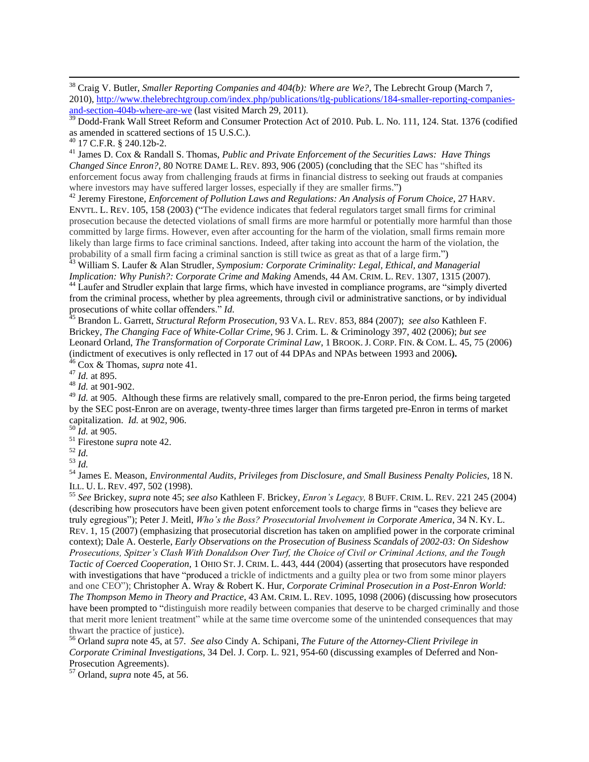[38] Craig V. Butler, *Smaller Reporting Companies and 404(b): Where are We?*, The Lebrecht Group (March 7, 2010), http://www.thelebrechtgroup.com/index.php/publications/tlg-publications/184-smaller-reporting-companies-and-section-404b-where-are-we (last visited March 29, 2011).

[39] Dodd-Frank Wall Street Reform and Consumer Protection Act of 2010. Pub. L. No. 111, 124. Stat. 1376 (codified as amended in scattered sections of 15 U.S.C.).

[40] 17 C.F.R. § 240.12b-2.

[41] James D. Cox & Randall S. Thomas, *Public and Private Enforcement of the Securities Laws: Have Things Changed Since Enron?*, 80 NOTRE DAME L. REV. 893, 906 (2005) (concluding that the SEC has "shifted its enforcement focus away from challenging frauds at firms in financial distress to seeking out frauds at companies where investors may have suffered larger losses, especially if they are smaller firms.")

[42] Jeremy Firestone, *Enforcement of Pollution Laws and Regulations: An Analysis of Forum Choice*, 27 HARV. ENVTL. L. REV. 105, 158 (2003) ("The evidence indicates that federal regulators target small firms for criminal prosecution because the detected violations of small firms are more harmful or potentially more harmful than those committed by large firms. However, even after accounting for the harm of the violation, small firms remain more likely than large firms to face criminal sanctions. Indeed, after taking into account the harm of the violation, the probability of a small firm facing a criminal sanction is still twice as great as that of a large firm.")

[43] William S. Laufer & Alan Strudler, *Symposium: Corporate Criminality: Legal, Ethical, and Managerial Implication: Why Punish?: Corporate Crime and Making* Amends, 44 AM. CRIM. L. REV. 1307, 1315 (2007).

[44] Laufer and Strudler explain that large firms, which have invested in compliance programs, are "simply diverted from the criminal process, whether by plea agreements, through civil or administrative sanctions, or by individual prosecutions of white collar offenders." *Id.*

[45] Brandon L. Garrett, *Structural Reform Prosecution*, 93 VA. L. REV. 853, 884 (2007); *see also* Kathleen F. Brickey, *The Changing Face of White-Collar Crime*, 96 J. Crim. L. & Criminology 397, 402 (2006); *but see* Leonard Orland, *The Transformation of Corporate Criminal Law*, 1 BROOK. J. CORP. FIN. & COM. L. 45, 75 (2006) (indictment of executives is only reflected in 17 out of 44 DPAs and NPAs between 1993 and 2006**).**

[46] Cox & Thomas, *supra* note 41.

[47] *Id.* at 895.

[48] *Id.* at 901-902.

[49] *Id.* at 905. Although these firms are relatively small, compared to the pre-Enron period, the firms being targeted by the SEC post-Enron are on average, twenty-three times larger than firms targeted pre-Enron in terms of market capitalization. *Id.* at 902, 906.

[50] *Id.* at 905.

[51] Firestone *supra* note 42.

[52] *Id.*

[53] *Id.*

[54] James E. Meason, *Environmental Audits, Privileges from Disclosure, and Small Business Penalty Policies*, 18 N. ILL. U. L. REV. 497, 502 (1998).

[55] *See* Brickey, *supra* note 45; *see also* Kathleen F. Brickey, *Enron's Legacy,* 8 BUFF. CRIM. L. REV. 221 245 (2004) (describing how prosecutors have been given potent enforcement tools to charge firms in "cases they believe are truly egregious"); Peter J. Meitl, *Who's the Boss? Prosecutorial Involvement in Corporate America*, 34 N. KY. L. REV. 1, 15 (2007) (emphasizing that prosecutorial discretion has taken on amplified power in the corporate criminal context); Dale A. Oesterle, *Early Observations on the Prosecution of Business Scandals of 2002-03: On Sideshow Prosecutions, Spitzer's Clash With Donaldson Over Turf, the Choice of Civil or Criminal Actions, and the Tough Tactic of Coerced Cooperation,* 1 OHIO ST. J. CRIM. L. 443, 444 (2004) (asserting that prosecutors have responded with investigations that have "produced a trickle of indictments and a guilty plea or two from some minor players and one CEO"); Christopher A. Wray & Robert K. Hur, *Corporate Criminal Prosecution in a Post-Enron World: The Thompson Memo in Theory and Practice*, 43 AM. CRIM. L. REV. 1095, 1098 (2006) (discussing how prosecutors have been prompted to "distinguish more readily between companies that deserve to be charged criminally and those that merit more lenient treatment" while at the same time overcome some of the unintended consequences that may thwart the practice of justice).

[56] Orland *supra* note 45, at 57. *See also* Cindy A. Schipani, *The Future of the Attorney-Client Privilege in Corporate Criminal Investigations*, 34 Del. J. Corp. L. 921, 954-60 (discussing examples of Deferred and Non-Prosecution Agreements).

[57] Orland, *supra* note 45, at 56.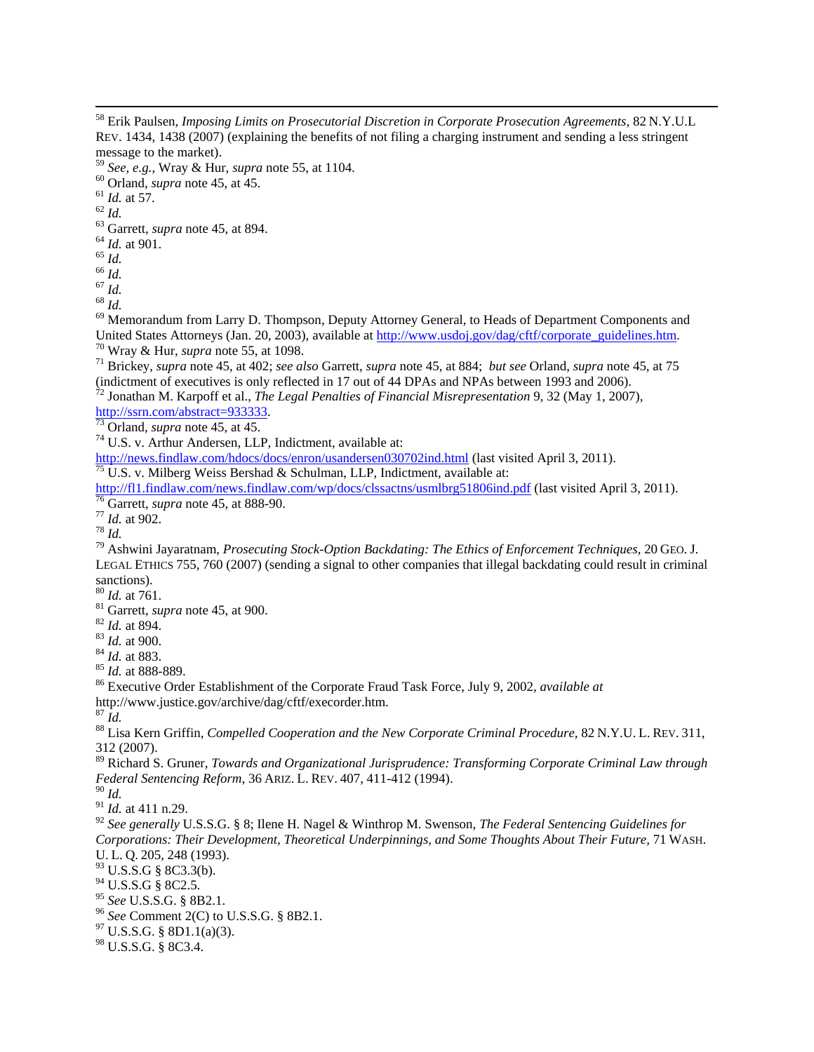[58] Erik Paulsen, *Imposing Limits on Prosecutorial Discretion in Corporate Prosecution Agreements*, 82 N.Y.U.L REV. 1434, 1438 (2007) (explaining the benefits of not filing a charging instrument and sending a less stringent message to the market).

[59] *See, e.g.*, Wray & Hur, *supra* note 55, at 1104.

[60] Orland, *supra* note 45, at 45.

[61] *Id.* at 57.

[62] *Id.*

[63] Garrett, *supra* note 45, at 894.

[64] *Id.* at 901.

[65] *Id.*

[66] *Id.*

[67] *Id.*

[68] *Id.*

[69] Memorandum from Larry D. Thompson, Deputy Attorney General, to Heads of Department Components and United States Attorneys (Jan. 20, 2003), available at http://www.usdoj.gov/dag/cftf/corporate_guidelines.htm.

[70] Wray & Hur, *supra* note 55, at 1098.

[71] Brickey, *supra* note 45, at 402; *see also* Garrett, *supra* note 45, at 884; *but see* Orland, *supra* note 45, at 75 (indictment of executives is only reflected in 17 out of 44 DPAs and NPAs between 1993 and 2006).

[72] Jonathan M. Karpoff et al., *The Legal Penalties of Financial Misrepresentation* 9, 32 (May 1, 2007), http://ssrn.com/abstract=933333.

[73] Orland, *supra* note 45, at 45.

[74] U.S. v. Arthur Andersen, LLP, Indictment, available at: http://news.findlaw.com/hdocs/docs/enron/usandersen030702ind.html (last visited April 3, 2011).

[75] U.S. v. Milberg Weiss Bershad & Schulman, LLP, Indictment, available at: http://fl1.findlaw.com/news.findlaw.com/wp/docs/clssactns/usmlbrg51806ind.pdf (last visited April 3, 2011).

[76] Garrett, *supra* note 45, at 888-90.

[77] *Id.* at 902.

[78] *Id.*

[79] Ashwini Jayaratnam, *Prosecuting Stock-Option Backdating: The Ethics of Enforcement Techniques*, 20 GEO. J. LEGAL ETHICS 755, 760 (2007) (sending a signal to other companies that illegal backdating could result in criminal sanctions).

[80] *Id.* at 761.

[81] Garrett, *supra* note 45, at 900.

[82] *Id.* at 894.

[83] *Id.* at 900.

[84] *Id.* at 883.

[85] *Id.* at 888-889.

[86] Executive Order Establishment of the Corporate Fraud Task Force, July 9, 2002, *available at* http://www.justice.gov/archive/dag/cftf/execorder.htm.

[87] *Id.*

[88] Lisa Kern Griffin, *Compelled Cooperation and the New Corporate Criminal Procedure*, 82 N.Y.U. L. REV. 311, 312 (2007).

[89] Richard S. Gruner, *Towards and Organizational Jurisprudence: Transforming Corporate Criminal Law through Federal Sentencing Reform*, 36 ARIZ. L. REV. 407, 411-412 (1994).

[90] *Id.*

[91] *Id.* at 411 n.29.

[92] *See generally* U.S.S.G. § 8; Ilene H. Nagel & Winthrop M. Swenson, *The Federal Sentencing Guidelines for Corporations: Their Development, Theoretical Underpinnings, and Some Thoughts About Their Future*, 71 WASH. U. L. Q. 205, 248 (1993).

[93] U.S.S.G § 8C3.3(b).

[94] U.S.S.G § 8C2.5.

[95] *See* U.S.S.G. § 8B2.1.

[96] *See* Comment 2(C) to U.S.S.G. § 8B2.1.

[97] U.S.S.G. § 8D1.1(a)(3).

[98] U.S.S.G. § 8C3.4.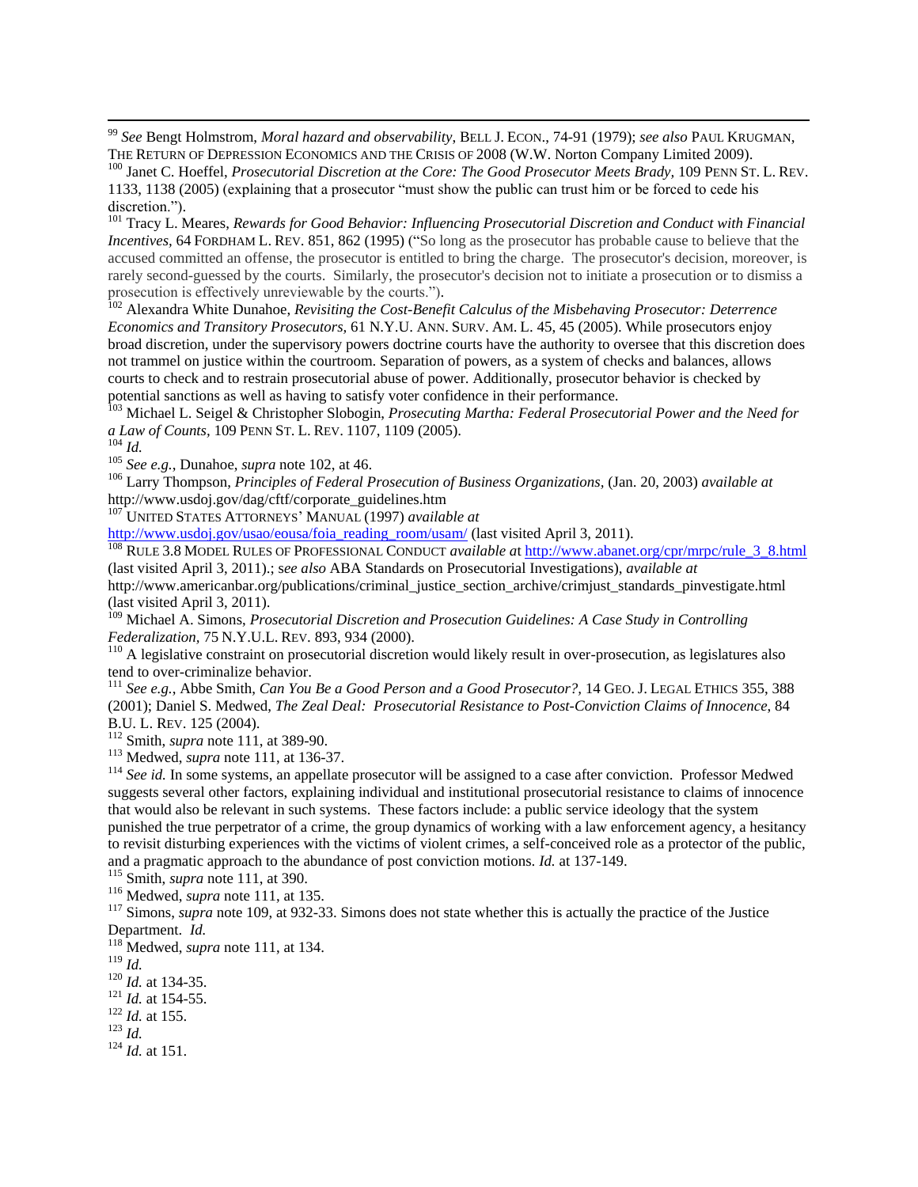[99] *See* Bengt Holmstrom, *Moral hazard and observability*, BELL J. ECON., 74-91 (1979); *see also* PAUL KRUGMAN, THE RETURN OF DEPRESSION ECONOMICS AND THE CRISIS OF 2008 (W.W. Norton Company Limited 2009).

[100] Janet C. Hoeffel, *Prosecutorial Discretion at the Core: The Good Prosecutor Meets Brady*, 109 PENN ST. L. REV. 1133, 1138 (2005) (explaining that a prosecutor "must show the public can trust him or be forced to cede his discretion.").

[101] Tracy L. Meares, *Rewards for Good Behavior: Influencing Prosecutorial Discretion and Conduct with Financial Incentives*, 64 FORDHAM L. REV. 851, 862 (1995) ("So long as the prosecutor has probable cause to believe that the accused committed an offense, the prosecutor is entitled to bring the charge. The prosecutor's decision, moreover, is rarely second-guessed by the courts. Similarly, the prosecutor's decision not to initiate a prosecution or to dismiss a prosecution is effectively unreviewable by the courts.").

[102] Alexandra White Dunahoe, *Revisiting the Cost-Benefit Calculus of the Misbehaving Prosecutor: Deterrence Economics and Transitory Prosecutors*, 61 N.Y.U. ANN. SURV. AM. L. 45, 45 (2005). While prosecutors enjoy broad discretion, under the supervisory powers doctrine courts have the authority to oversee that this discretion does not trammel on justice within the courtroom. Separation of powers, as a system of checks and balances, allows courts to check and to restrain prosecutorial abuse of power. Additionally, prosecutor behavior is checked by potential sanctions as well as having to satisfy voter confidence in their performance.

[103] Michael L. Seigel & Christopher Slobogin, *Prosecuting Martha: Federal Prosecutorial Power and the Need for a Law of Counts*, 109 PENN ST. L. REV. 1107, 1109 (2005).

[104] *Id.*

[105] *See e.g.*, Dunahoe, *supra* note 102, at 46.

[106] Larry Thompson, *Principles of Federal Prosecution of Business Organizations*, (Jan. 20, 2003) *available at* http://www.usdoj.gov/dag/cftf/corporate_guidelines.htm

[107] UNITED STATES ATTORNEYS' MANUAL (1997) *available at* http://www.usdoj.gov/usao/eousa/foia_reading_room/usam/ (last visited April 3, 2011).

[108] RULE 3.8 MODEL RULES OF PROFESSIONAL CONDUCT *available at* http://www.abanet.org/cpr/mrpc/rule_3_8.html (last visited April 3, 2011).; s*ee also* ABA Standards on Prosecutorial Investigations), *available at* http://www.americanbar.org/publications/criminal_justice_section_archive/crimjust_standards_pinvestigate.html (last visited April 3, 2011).

[109] Michael A. Simons, *Prosecutorial Discretion and Prosecution Guidelines: A Case Study in Controlling Federalization*, 75 N.Y.U.L. REV. 893, 934 (2000).

[110] A legislative constraint on prosecutorial discretion would likely result in over-prosecution, as legislatures also tend to over-criminalize behavior.

[111] *See e.g.*, Abbe Smith, *Can You Be a Good Person and a Good Prosecutor?*, 14 GEO. J. LEGAL ETHICS 355, 388 (2001); Daniel S. Medwed, *The Zeal Deal: Prosecutorial Resistance to Post-Conviction Claims of Innocence*, 84 B.U. L. REV. 125 (2004).

[112] Smith, *supra* note 111, at 389-90.

[113] Medwed, *supra* note 111, at 136-37.

[114] *See id.* In some systems, an appellate prosecutor will be assigned to a case after conviction. Professor Medwed suggests several other factors, explaining individual and institutional prosecutorial resistance to claims of innocence that would also be relevant in such systems. These factors include: a public service ideology that the system punished the true perpetrator of a crime, the group dynamics of working with a law enforcement agency, a hesitancy to revisit disturbing experiences with the victims of violent crimes, a self-conceived role as a protector of the public, and a pragmatic approach to the abundance of post conviction motions. *Id.* at 137-149.

[115] Smith, *supra* note 111, at 390.

[116] Medwed, *supra* note 111, at 135.

[117] Simons, *supra* note 109, at 932-33. Simons does not state whether this is actually the practice of the Justice Department. *Id.*

[118] Medwed, *supra* note 111, at 134.

[119] *Id.*

[120] *Id.* at 134-35.

[121] *Id.* at 154-55.

[122] *Id.* at 155.

[123] *Id.*

[124] *Id.* at 151.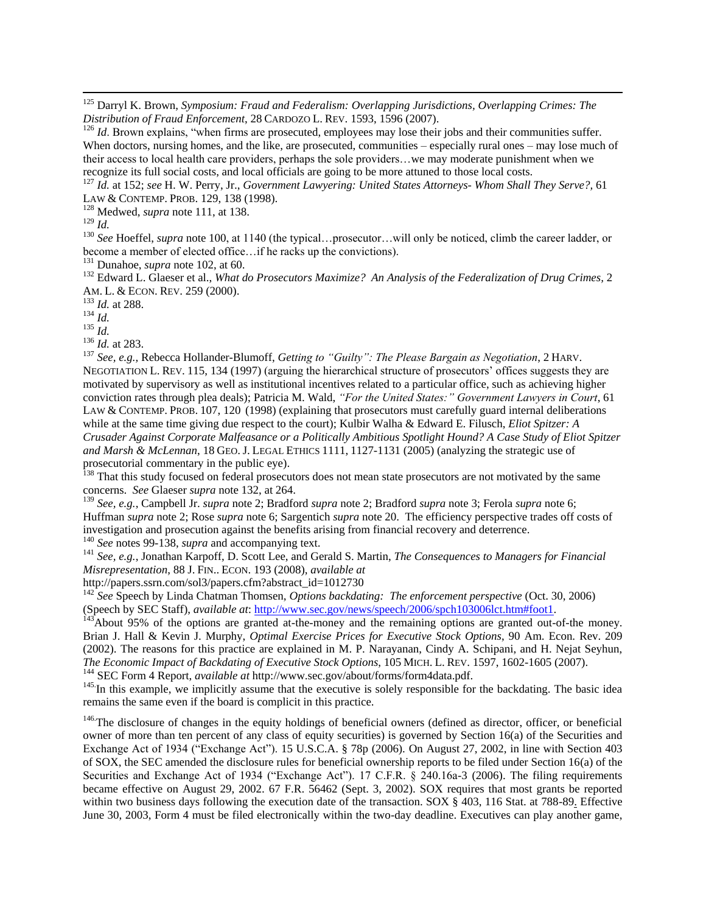[125] Darryl K. Brown, *Symposium: Fraud and Federalism: Overlapping Jurisdictions, Overlapping Crimes: The Distribution of Fraud Enforcement*, 28 CARDOZO L. REV. 1593, 1596 (2007).

[126] *Id*. Brown explains, "when firms are prosecuted, employees may lose their jobs and their communities suffer. When doctors, nursing homes, and the like, are prosecuted, communities – especially rural ones – may lose much of their access to local health care providers, perhaps the sole providers…we may moderate punishment when we recognize its full social costs, and local officials are going to be more attuned to those local costs.

[127] *Id.* at 152; *see* H. W. Perry, Jr., *Government Lawyering: United States Attorneys- Whom Shall They Serve?,* 61 LAW & CONTEMP. PROB. 129, 138 (1998).

[128] Medwed, *supra* note 111, at 138.

[129] *Id.*

[130] *See* Hoeffel, *supra* note 100, at 1140 (the typical…prosecutor…will only be noticed, climb the career ladder, or become a member of elected office…if he racks up the convictions).

[131] Dunahoe, *supra* note 102, at 60.

[132] Edward L. Glaeser et al., *What do Prosecutors Maximize? An Analysis of the Federalization of Drug Crimes,* 2 AM. L. & ECON. REV. 259 (2000).

[133] *Id.* at 288.

[134] *Id.*

[135] *Id.*

[136] *Id.* at 283.

[137] *See, e.g.,* Rebecca Hollander-Blumoff, *Getting to "Guilty": The Please Bargain as Negotiation*, 2 HARV. NEGOTIATION L. REV. 115, 134 (1997) (arguing the hierarchical structure of prosecutors' offices suggests they are motivated by supervisory as well as institutional incentives related to a particular office, such as achieving higher conviction rates through plea deals); Patricia M. Wald, *"For the United States:" Government Lawyers in Court*, 61 LAW & CONTEMP. PROB. 107, 120 (1998) (explaining that prosecutors must carefully guard internal deliberations while at the same time giving due respect to the court); Kulbir Walha & Edward E. Filusch, *Eliot Spitzer: A Crusader Against Corporate Malfeasance or a Politically Ambitious Spotlight Hound? A Case Study of Eliot Spitzer and Marsh & McLennan*, 18 GEO. J. LEGAL ETHICS 1111, 1127-1131 (2005) (analyzing the strategic use of prosecutorial commentary in the public eye).

[138] That this study focused on federal prosecutors does not mean state prosecutors are not motivated by the same concerns. *See* Glaeser *supra* note 132, at 264.

[139] *See, e.g.,* Campbell Jr. *supra* note 2; Bradford *supra* note 2; Bradford *supra* note 3; Ferola *supra* note 6; Huffman *supra* note 2; Rose *supra* note 6; Sargentich *supra* note 20. The efficiency perspective trades off costs of investigation and prosecution against the benefits arising from financial recovery and deterrence.

[140] *See* notes 99-138, *supra* and accompanying text.

[141] *See, e.g.,* Jonathan Karpoff, D. Scott Lee, and Gerald S. Martin, *The Consequences to Managers for Financial Misrepresentation*, 88 J. FIN.. ECON. 193 (2008), *available at* http://papers.ssrn.com/sol3/papers.cfm?abstract_id=1012730

[142] *See* Speech by Linda Chatman Thomsen, *Options backdating: The enforcement perspective* (Oct. 30, 2006) (Speech by SEC Staff), *available at*: http://www.sec.gov/news/speech/2006/spch103006lct.htm#foot1.

[143] About 95% of the options are granted at-the-money and the remaining options are granted out-of-the money. Brian J. Hall & Kevin J. Murphy, *Optimal Exercise Prices for Executive Stock Options*, 90 Am. Econ. Rev. 209 (2002). The reasons for this practice are explained in M. P. Narayanan, Cindy A. Schipani, and H. Nejat Seyhun, *The Economic Impact of Backdating of Executive Stock Options*, 105 MICH. L. REV. 1597, 1602-1605 (2007).

[144] SEC Form 4 Report, *available at* http://www.sec.gov/about/forms/form4data.pdf.

[145] In this example, we implicitly assume that the executive is solely responsible for the backdating. The basic idea remains the same even if the board is complicit in this practice.

[146] The disclosure of changes in the equity holdings of beneficial owners (defined as director, officer, or beneficial owner of more than ten percent of any class of equity securities) is governed by Section 16(a) of the Securities and Exchange Act of 1934 ("Exchange Act"). 15 U.S.C.A. § 78p (2006). On August 27, 2002, in line with Section 403 of SOX, the SEC amended the disclosure rules for beneficial ownership reports to be filed under Section 16(a) of the Securities and Exchange Act of 1934 ("Exchange Act"). 17 C.F.R. § 240.16a-3 (2006). The filing requirements became effective on August 29, 2002. 67 F.R. 56462 (Sept. 3, 2002). SOX requires that most grants be reported within two business days following the execution date of the transaction. SOX § 403, 116 Stat. at 788-89. Effective June 30, 2003, Form 4 must be filed electronically within the two-day deadline. Executives can play another game,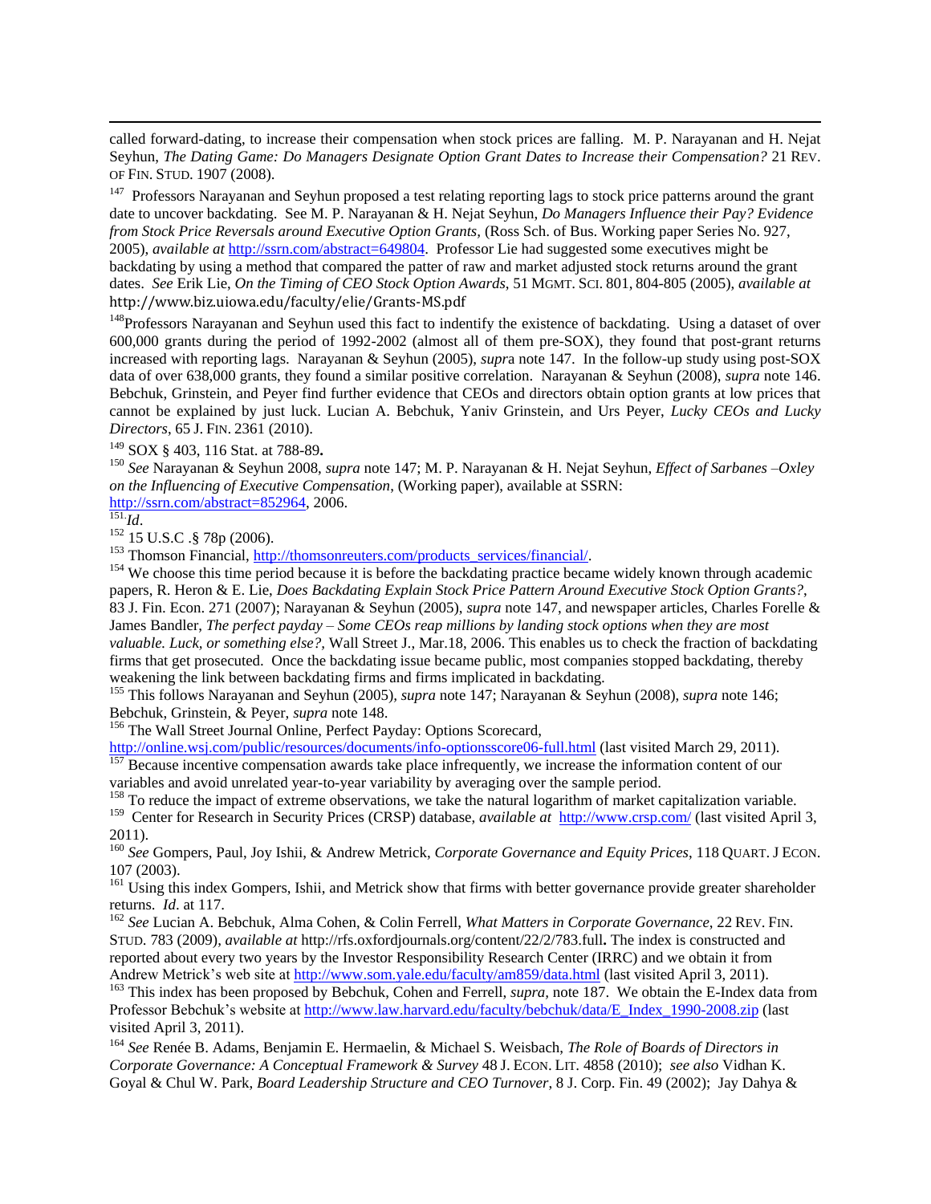called forward-dating, to increase their compensation when stock prices are falling. M. P. Narayanan and H. Nejat Seyhun, *The Dating Game: Do Managers Designate Option Grant Dates to Increase their Compensation?* 21 REV. OF FIN. STUD. 1907 (2008).

[147] Professors Narayanan and Seyhun proposed a test relating reporting lags to stock price patterns around the grant date to uncover backdating. See M. P. Narayanan & H. Nejat Seyhun, *Do Managers Influence their Pay? Evidence from Stock Price Reversals around Executive Option Grants,* (Ross Sch. of Bus. Working paper Series No. 927, 2005), *available at* http://ssrn.com/abstract=649804. Professor Lie had suggested some executives might be backdating by using a method that compared the patter of raw and market adjusted stock returns around the grant dates. *See* Erik Lie, *On the Timing of CEO Stock Option Awards*, 51 MGMT. SCI. 801, 804-805 (2005), *available at* http://www.biz.uiowa.edu/faculty/elie/Grants-MS.pdf

[148] Professors Narayanan and Seyhun used this fact to indentify the existence of backdating. Using a dataset of over 600,000 grants during the period of 1992-2002 (almost all of them pre-SOX), they found that post-grant returns increased with reporting lags. Narayanan & Seyhun (2005), *supra* note 147. In the follow-up study using post-SOX data of over 638,000 grants, they found a similar positive correlation. Narayanan & Seyhun (2008), *supra* note 146. Bebchuk, Grinstein, and Peyer find further evidence that CEOs and directors obtain option grants at low prices that cannot be explained by just luck. Lucian A. Bebchuk, Yaniv Grinstein, and Urs Peyer, *Lucky CEOs and Lucky Directors*, 65 J. FIN. 2361 (2010).

[149] SOX § 403, 116 Stat. at 788-89**.**

[150] *See* Narayanan & Seyhun 2008, *supra* note 147; M. P. Narayanan & H. Nejat Seyhun, *Effect of Sarbanes –Oxley on the Influencing of Executive Compensation*, (Working paper), available at SSRN: http://ssrn.com/abstract=852964, 2006.

[151] *Id*.

[152] 15 U.S.C .§ 78p (2006).

[153] Thomson Financial, http://thomsonreuters.com/products_services/financial/.

[154] We choose this time period because it is before the backdating practice became widely known through academic papers, R. Heron & E. Lie, *Does Backdating Explain Stock Price Pattern Around Executive Stock Option Grants?*, 83 J. Fin. Econ. 271 (2007); Narayanan & Seyhun (2005), *supra* note 147, and newspaper articles, Charles Forelle & James Bandler, *The perfect payday – Some CEOs reap millions by landing stock options when they are most valuable. Luck, or something else?*, Wall Street J., Mar.18, 2006. This enables us to check the fraction of backdating firms that get prosecuted. Once the backdating issue became public, most companies stopped backdating, thereby weakening the link between backdating firms and firms implicated in backdating.

[155] This follows Narayanan and Seyhun (2005), *supra* note 147; Narayanan & Seyhun (2008), *supra* note 146; Bebchuk, Grinstein, & Peyer, *supra* note 148.

[156] The Wall Street Journal Online, Perfect Payday: Options Scorecard, http://online.wsj.com/public/resources/documents/info-optionsscore06-full.html (last visited March 29, 2011).

[157] Because incentive compensation awards take place infrequently, we increase the information content of our variables and avoid unrelated year-to-year variability by averaging over the sample period.

[158] To reduce the impact of extreme observations, we take the natural logarithm of market capitalization variable.

[159] Center for Research in Security Prices (CRSP) database, *available at* http://www.crsp.com/ (last visited April 3, 2011).

[160] *See* Gompers, Paul, Joy Ishii, & Andrew Metrick, *Corporate Governance and Equity Prices*, 118 QUART. J ECON. 107 (2003).

[161] Using this index Gompers, Ishii, and Metrick show that firms with better governance provide greater shareholder returns. *Id*. at 117.

[162] *See* Lucian A. Bebchuk, Alma Cohen, & Colin Ferrell, *What Matters in Corporate Governance*, 22 REV. FIN. STUD. 783 (2009), *available at* http://rfs.oxfordjournals.org/content/22/2/783.full**.** The index is constructed and reported about every two years by the Investor Responsibility Research Center (IRRC) and we obtain it from Andrew Metrick's web site at http://www.som.yale.edu/faculty/am859/data.html (last visited April 3, 2011).

[163] This index has been proposed by Bebchuk, Cohen and Ferrell, *supra,* note 187. We obtain the E-Index data from Professor Bebchuk's website at http://www.law.harvard.edu/faculty/bebchuk/data/E_Index_1990-2008.zip (last visited April 3, 2011).

[164] *See* Renée B. Adams, Benjamin E. Hermaelin, & Michael S. Weisbach, *The Role of Boards of Directors in Corporate Governance: A Conceptual Framework & Survey* 48 J. ECON. LIT. 4858 (2010); *see also* Vidhan K. Goyal & Chul W. Park, *Board Leadership Structure and CEO Turnover*, 8 J. Corp. Fin. 49 (2002); Jay Dahya &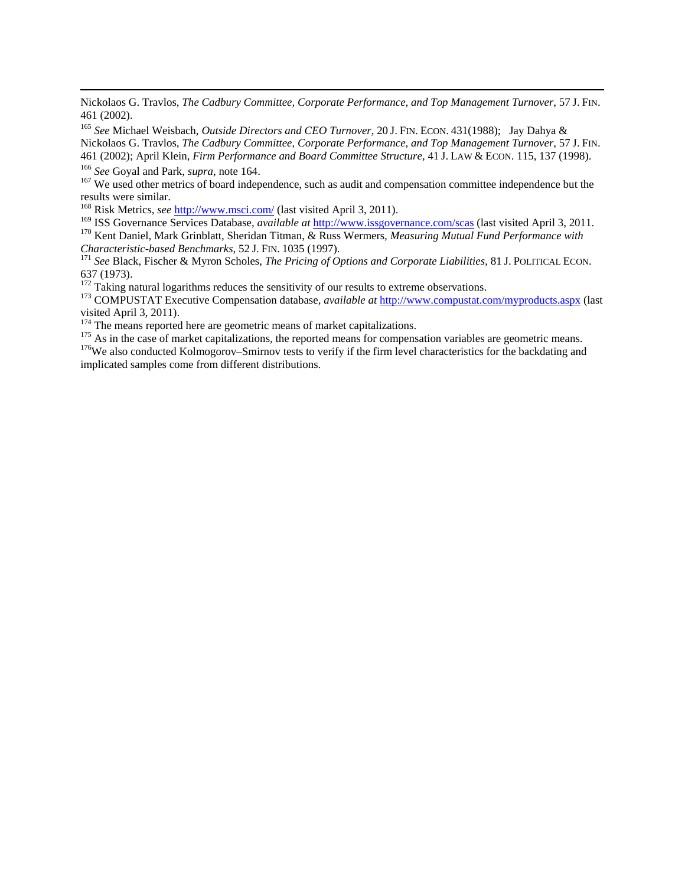Nickolaos G. Travlos, *The Cadbury Committee, Corporate Performance, and Top Management Turnover*, 57 J. FIN. 461 (2002).

[165] *See* Michael Weisbach, *Outside Directors and CEO Turnover*, 20 J. FIN. ECON. 431(1988); Jay Dahya & Nickolaos G. Travlos, *The Cadbury Committee, Corporate Performance, and Top Management Turnover*, 57 J. FIN. 461 (2002); April Klein, *Firm Performance and Board Committee Structure*, 41 J. LAW & ECON. 115, 137 (1998).

[166] *See* Goyal and Park, *supra*, note 164.

[167] We used other metrics of board independence, such as audit and compensation committee independence but the results were similar.

[168] Risk Metrics, *see* http://www.msci.com/ (last visited April 3, 2011).

[169] ISS Governance Services Database, *available at* http://www.issgovernance.com/scas (last visited April 3, 2011.

[170] Kent Daniel, Mark Grinblatt, Sheridan Titman, & Russ Wermers, *Measuring Mutual Fund Performance with Characteristic-based Benchmarks*, 52 J. FIN. 1035 (1997).

[171] *See* Black, Fischer & Myron Scholes, *The Pricing of Options and Corporate Liabilities*, 81 J. POLITICAL ECON. 637 (1973).

[172] Taking natural logarithms reduces the sensitivity of our results to extreme observations.

[173] COMPUSTAT Executive Compensation database, *available at* http://www.compustat.com/myproducts.aspx (last visited April 3, 2011).

[174] The means reported here are geometric means of market capitalizations.

[175] As in the case of market capitalizations, the reported means for compensation variables are geometric means.

[176] We also conducted Kolmogorov–Smirnov tests to verify if the firm level characteristics for the backdating and implicated samples come from different distributions.